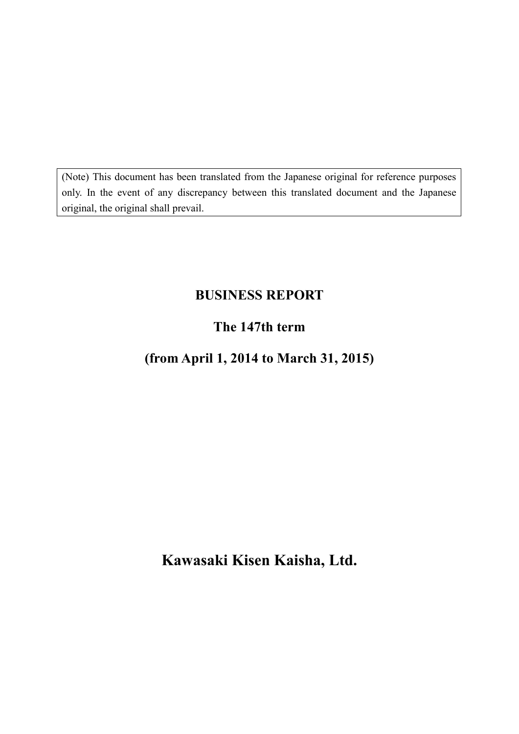(Note) This document has been translated from the Japanese original for reference purposes only. In the event of any discrepancy between this translated document and the Japanese original, the original shall prevail.

# BUSINESS REPORT

## The 147th term

## (from April 1, 2014 to March 31, 2015)

# Kawasaki Kisen Kaisha, Ltd.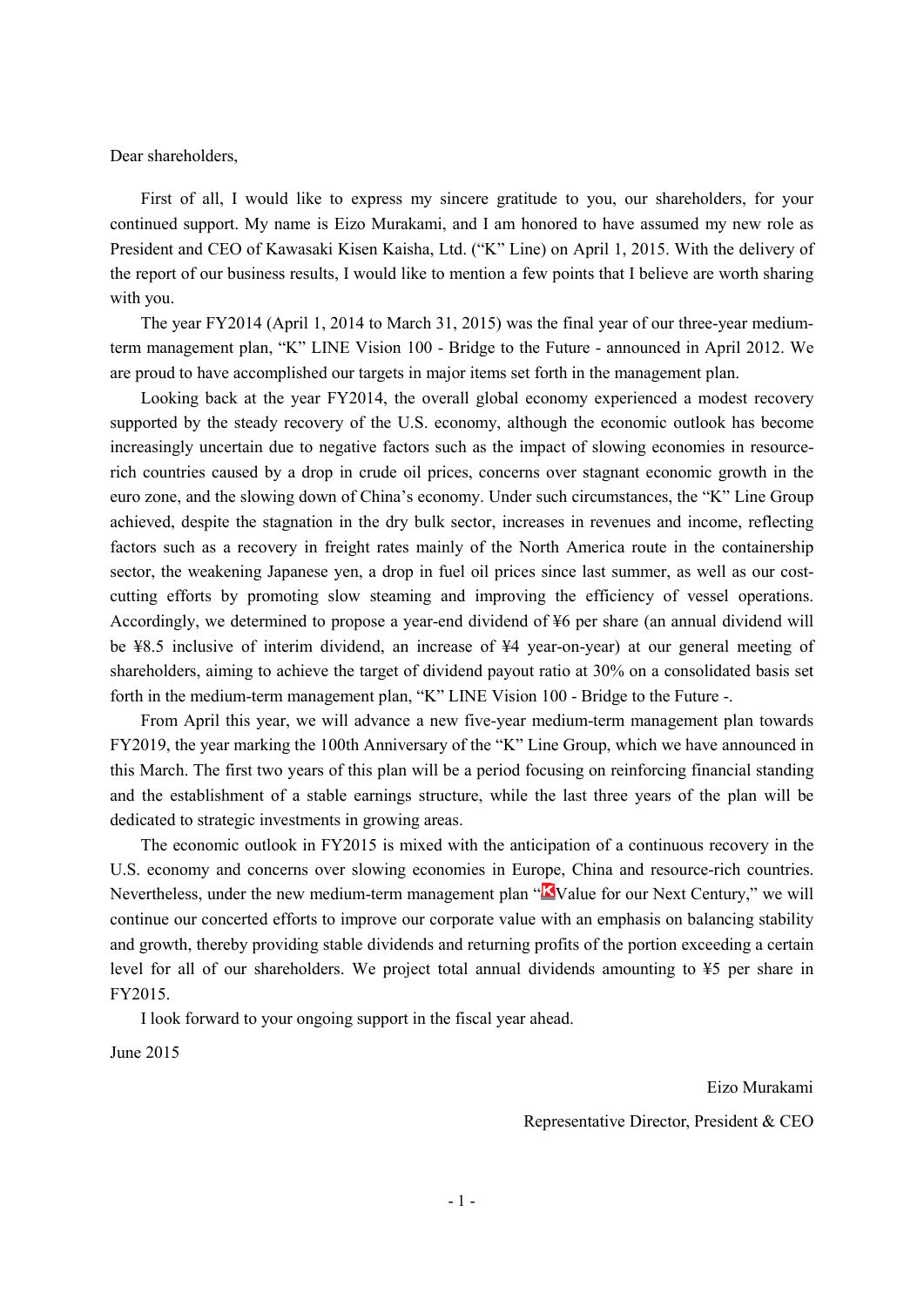Dear shareholders,

First of all, I would like to express my sincere gratitude to you, our shareholders, for your continued support. My name is Eizo Murakami, and I am honored to have assumed my new role as President and CEO of Kawasaki Kisen Kaisha, Ltd. (“K” Line) on April 1, 2015. With the delivery of the report of our business results, I would like to mention a few points that I believe are worth sharing with you.

The year FY2014 (April 1, 2014 to March 31, 2015) was the final year of our three-year medium-term management plan, “K” LINE Vision 100 - Bridge to the Future - announced in April 2012. We are proud to have accomplished our targets in major items set forth in the management plan.

Looking back at the year FY2014, the overall global economy experienced a modest recovery supported by the steady recovery of the U.S. economy, although the economic outlook has become increasingly uncertain due to negative factors such as the impact of slowing economies in resource-rich countries caused by a drop in crude oil prices, concerns over stagnant economic growth in the euro zone, and the slowing down of China’s economy. Under such circumstances, the “K” Line Group achieved, despite the stagnation in the dry bulk sector, increases in revenues and income, reflecting factors such as a recovery in freight rates mainly of the North America route in the containership sector, the weakening Japanese yen, a drop in fuel oil prices since last summer, as well as our cost-cutting efforts by promoting slow steaming and improving the efficiency of vessel operations. Accordingly, we determined to propose a year-end dividend of ¥6 per share (an annual dividend will be ¥8.5 inclusive of interim dividend, an increase of ¥4 year-on-year) at our general meeting of shareholders, aiming to achieve the target of dividend payout ratio at 30% on a consolidated basis set forth in the medium-term management plan, “K” LINE Vision 100 - Bridge to the Future -.

From April this year, we will advance a new five-year medium-term management plan towards FY2019, the year marking the 100th Anniversary of the “K” Line Group, which we have announced in this March. The first two years of this plan will be a period focusing on reinforcing financial standing and the establishment of a stable earnings structure, while the last three years of the plan will be dedicated to strategic investments in growing areas.

The economic outlook in FY2015 is mixed with the anticipation of a continuous recovery in the U.S. economy and concerns over slowing economies in Europe, China and resource-rich countries. Nevertheless, under the new medium-term management plan “K Value for our Next Century,” we will continue our concerted efforts to improve our corporate value with an emphasis on balancing stability and growth, thereby providing stable dividends and returning profits of the portion exceeding a certain level for all of our shareholders. We project total annual dividends amounting to ¥5 per share in FY2015.

I look forward to your ongoing support in the fiscal year ahead.

June 2015

Eizo Murakami

Representative Director, President & CEO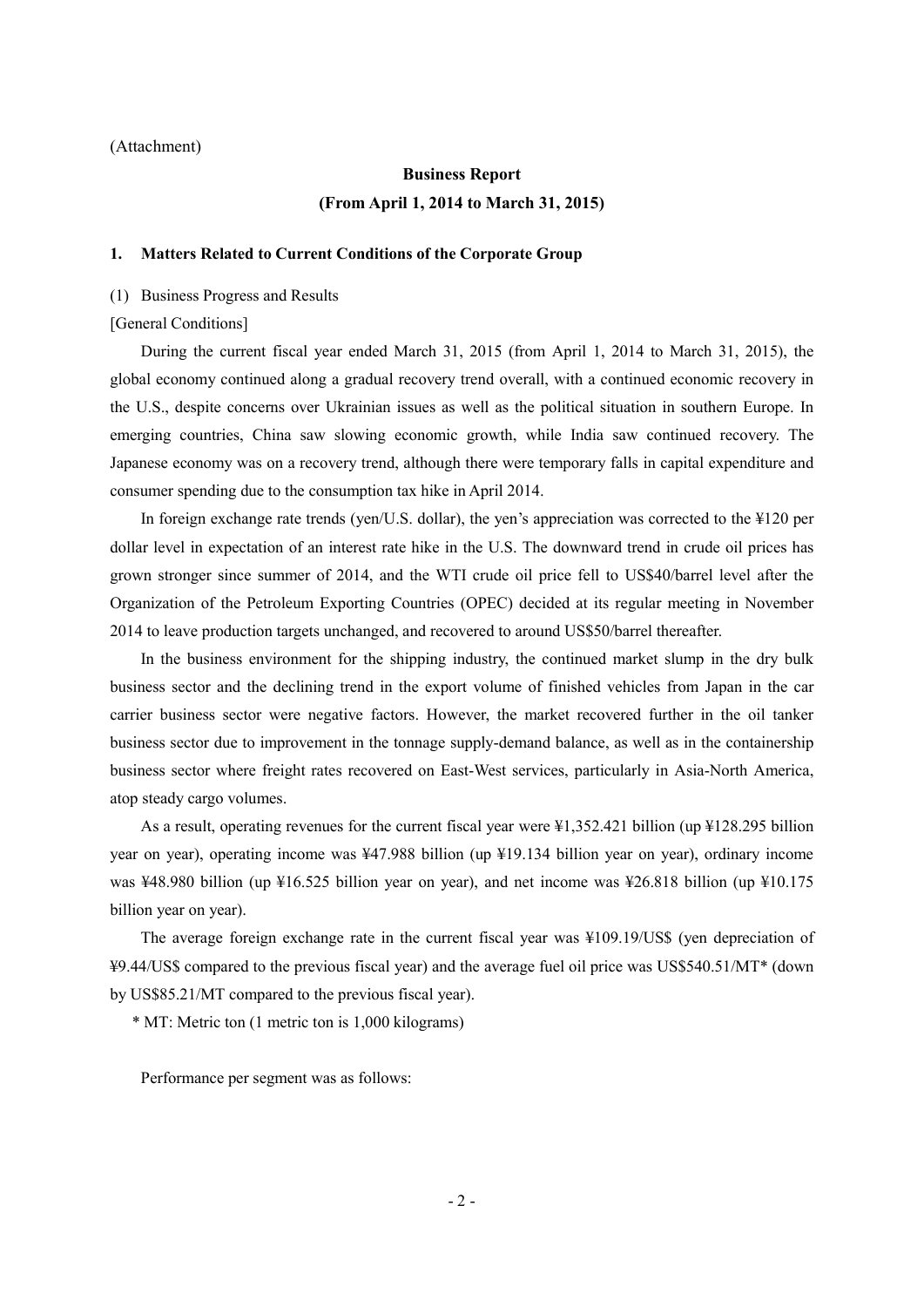(Attachment)

# Business Report

## (From April 1, 2014 to March 31, 2015)

### 1. Matters Related to Current Conditions of the Corporate Group

(1) Business Progress and Results

[General Conditions]

During the current fiscal year ended March 31, 2015 (from April 1, 2014 to March 31, 2015), the global economy continued along a gradual recovery trend overall, with a continued economic recovery in the U.S., despite concerns over Ukrainian issues as well as the political situation in southern Europe. In emerging countries, China saw slowing economic growth, while India saw continued recovery. The Japanese economy was on a recovery trend, although there were temporary falls in capital expenditure and consumer spending due to the consumption tax hike in April 2014.

In foreign exchange rate trends (yen/U.S. dollar), the yen's appreciation was corrected to the ¥120 per dollar level in expectation of an interest rate hike in the U.S. The downward trend in crude oil prices has grown stronger since summer of 2014, and the WTI crude oil price fell to US$40/barrel level after the Organization of the Petroleum Exporting Countries (OPEC) decided at its regular meeting in November 2014 to leave production targets unchanged, and recovered to around US$50/barrel thereafter.

In the business environment for the shipping industry, the continued market slump in the dry bulk business sector and the declining trend in the export volume of finished vehicles from Japan in the car carrier business sector were negative factors. However, the market recovered further in the oil tanker business sector due to improvement in the tonnage supply-demand balance, as well as in the containership business sector where freight rates recovered on East-West services, particularly in Asia-North America, atop steady cargo volumes.

As a result, operating revenues for the current fiscal year were ¥1,352.421 billion (up ¥128.295 billion year on year), operating income was ¥47.988 billion (up ¥19.134 billion year on year), ordinary income was ¥48.980 billion (up ¥16.525 billion year on year), and net income was ¥26.818 billion (up ¥10.175 billion year on year).

The average foreign exchange rate in the current fiscal year was ¥109.19/US$ (yen depreciation of ¥9.44/US$ compared to the previous fiscal year) and the average fuel oil price was US$540.51/MT* (down by US$85.21/MT compared to the previous fiscal year).

\* MT: Metric ton (1 metric ton is 1,000 kilograms)

Performance per segment was as follows: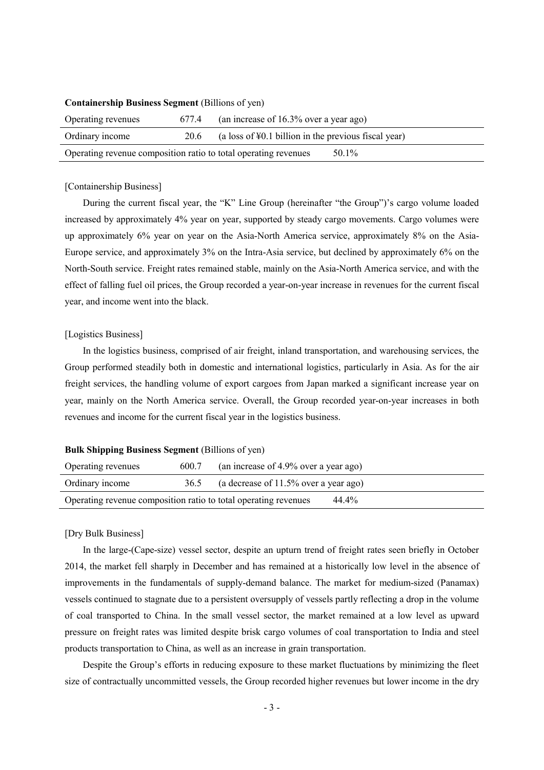**Containership Business Segment** (Billions of yen)

| | | |
|---|---|---|
| Operating revenues | 677.4 | (an increase of 16.3% over a year ago) |
| Ordinary income | 20.6 | (a loss of ¥0.1 billion in the previous fiscal year) |
| Operating revenue composition ratio to total operating revenues | | 50.1% |

[Containership Business]

During the current fiscal year, the "K" Line Group (hereinafter "the Group")'s cargo volume loaded increased by approximately 4% year on year, supported by steady cargo movements. Cargo volumes were up approximately 6% year on year on the Asia-North America service, approximately 8% on the Asia-Europe service, and approximately 3% on the Intra-Asia service, but declined by approximately 6% on the North-South service. Freight rates remained stable, mainly on the Asia-North America service, and with the effect of falling fuel oil prices, the Group recorded a year-on-year increase in revenues for the current fiscal year, and income went into the black.

[Logistics Business]

In the logistics business, comprised of air freight, inland transportation, and warehousing services, the Group performed steadily both in domestic and international logistics, particularly in Asia. As for the air freight services, the handling volume of export cargoes from Japan marked a significant increase year on year, mainly on the North America service. Overall, the Group recorded year-on-year increases in both revenues and income for the current fiscal year in the logistics business.

**Bulk Shipping Business Segment** (Billions of yen)

| | | |
|---|---|---|
| Operating revenues | 600.7 | (an increase of 4.9% over a year ago) |
| Ordinary income | 36.5 | (a decrease of 11.5% over a year ago) |
| Operating revenue composition ratio to total operating revenues | | 44.4% |

[Dry Bulk Business]

In the large-(Cape-size) vessel sector, despite an upturn trend of freight rates seen briefly in October 2014, the market fell sharply in December and has remained at a historically low level in the absence of improvements in the fundamentals of supply-demand balance. The market for medium-sized (Panamax) vessels continued to stagnate due to a persistent oversupply of vessels partly reflecting a drop in the volume of coal transported to China. In the small vessel sector, the market remained at a low level as upward pressure on freight rates was limited despite brisk cargo volumes of coal transportation to India and steel products transportation to China, as well as an increase in grain transportation.

Despite the Group's efforts in reducing exposure to these market fluctuations by minimizing the fleet size of contractually uncommitted vessels, the Group recorded higher revenues but lower income in the dry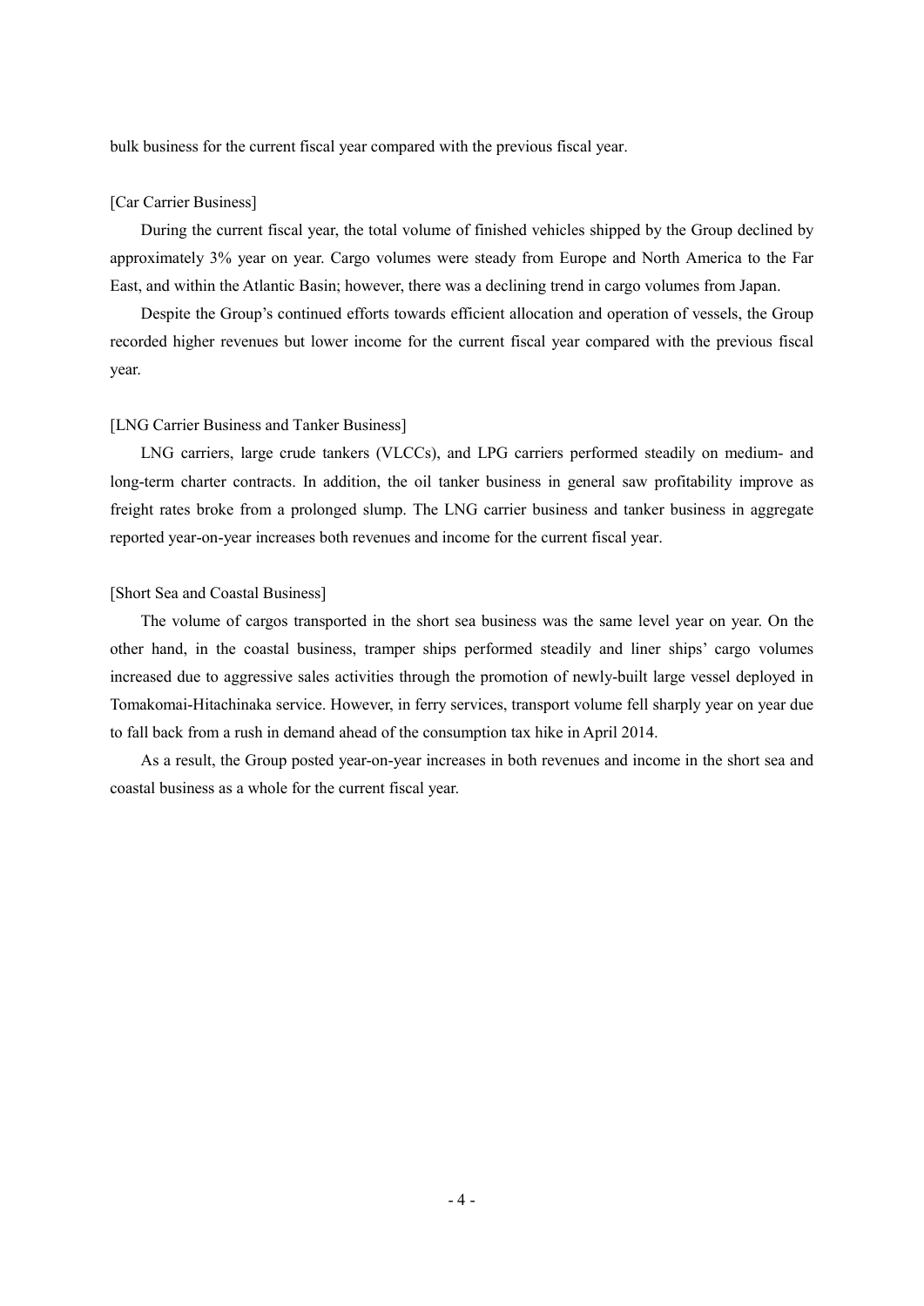bulk business for the current fiscal year compared with the previous fiscal year.

[Car Carrier Business]

During the current fiscal year, the total volume of finished vehicles shipped by the Group declined by approximately 3% year on year. Cargo volumes were steady from Europe and North America to the Far East, and within the Atlantic Basin; however, there was a declining trend in cargo volumes from Japan.

Despite the Group's continued efforts towards efficient allocation and operation of vessels, the Group recorded higher revenues but lower income for the current fiscal year compared with the previous fiscal year.

[LNG Carrier Business and Tanker Business]

LNG carriers, large crude tankers (VLCCs), and LPG carriers performed steadily on medium- and long-term charter contracts. In addition, the oil tanker business in general saw profitability improve as freight rates broke from a prolonged slump. The LNG carrier business and tanker business in aggregate reported year-on-year increases both revenues and income for the current fiscal year.

[Short Sea and Coastal Business]

The volume of cargos transported in the short sea business was the same level year on year. On the other hand, in the coastal business, tramper ships performed steadily and liner ships' cargo volumes increased due to aggressive sales activities through the promotion of newly-built large vessel deployed in Tomakomai-Hitachinaka service. However, in ferry services, transport volume fell sharply year on year due to fall back from a rush in demand ahead of the consumption tax hike in April 2014.

As a result, the Group posted year-on-year increases in both revenues and income in the short sea and coastal business as a whole for the current fiscal year.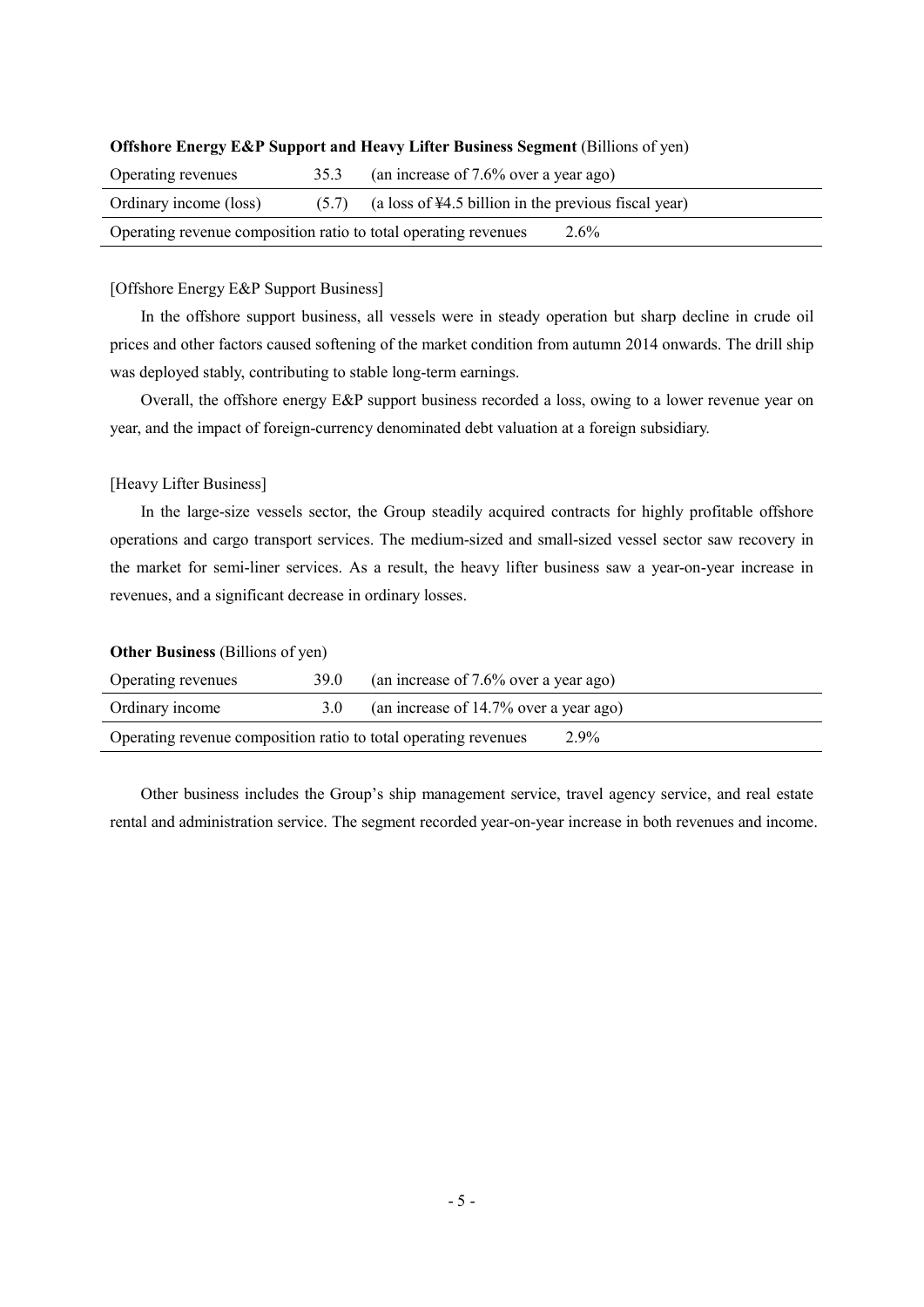**Offshore Energy E&P Support and Heavy Lifter Business Segment** (Billions of yen)

| Operating revenues | 35.3 | (an increase of 7.6% over a year ago) |
|---|---|---|
| Ordinary income (loss) | (5.7) | (a loss of ¥4.5 billion in the previous fiscal year) |
| Operating revenue composition ratio to total operating revenues | | 2.6% |

[Offshore Energy E&P Support Business]

In the offshore support business, all vessels were in steady operation but sharp decline in crude oil prices and other factors caused softening of the market condition from autumn 2014 onwards. The drill ship was deployed stably, contributing to stable long-term earnings.

Overall, the offshore energy E&P support business recorded a loss, owing to a lower revenue year on year, and the impact of foreign-currency denominated debt valuation at a foreign subsidiary.

[Heavy Lifter Business]

In the large-size vessels sector, the Group steadily acquired contracts for highly profitable offshore operations and cargo transport services. The medium-sized and small-sized vessel sector saw recovery in the market for semi-liner services. As a result, the heavy lifter business saw a year-on-year increase in revenues, and a significant decrease in ordinary losses.

**Other Business** (Billions of yen)

| Operating revenues | 39.0 | (an increase of 7.6% over a year ago) |
|---|---|---|
| Ordinary income | 3.0 | (an increase of 14.7% over a year ago) |
| Operating revenue composition ratio to total operating revenues | | 2.9% |

Other business includes the Group's ship management service, travel agency service, and real estate rental and administration service. The segment recorded year-on-year increase in both revenues and income.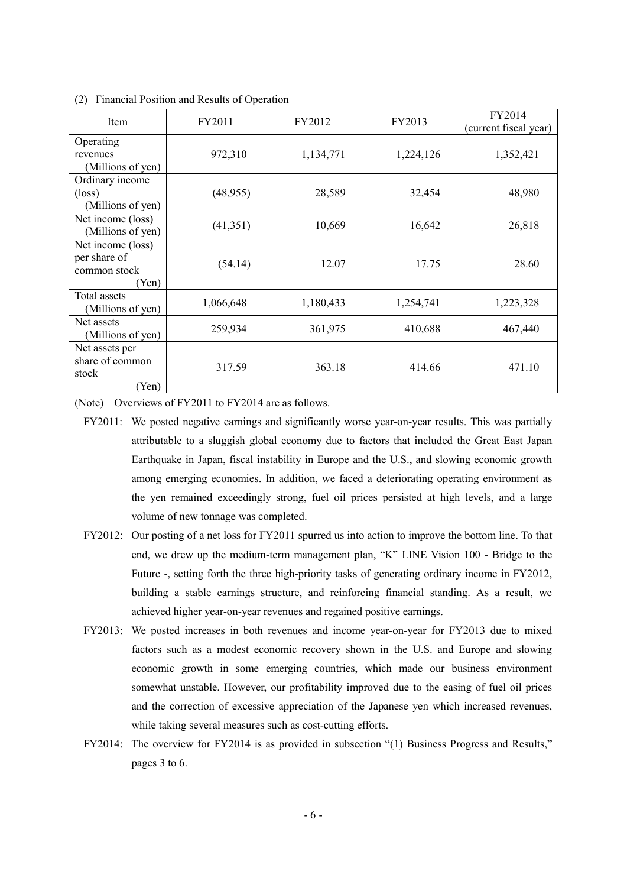(2) Financial Position and Results of Operation

| Item | FY2011 | FY2012 | FY2013 | FY2014 (current fiscal year) |
|---|---|---|---|---|
| Operating revenues (Millions of yen) | 972,310 | 1,134,771 | 1,224,126 | 1,352,421 |
| Ordinary income (loss) (Millions of yen) | (48,955) | 28,589 | 32,454 | 48,980 |
| Net income (loss) (Millions of yen) | (41,351) | 10,669 | 16,642 | 26,818 |
| Net income (loss) per share of common stock (Yen) | (54.14) | 12.07 | 17.75 | 28.60 |
| Total assets (Millions of yen) | 1,066,648 | 1,180,433 | 1,254,741 | 1,223,328 |
| Net assets (Millions of yen) | 259,934 | 361,975 | 410,688 | 467,440 |
| Net assets per share of common stock (Yen) | 317.59 | 363.18 | 414.66 | 471.10 |

(Note) Overviews of FY2011 to FY2014 are as follows.

FY2011: We posted negative earnings and significantly worse year-on-year results. This was partially attributable to a sluggish global economy due to factors that included the Great East Japan Earthquake in Japan, fiscal instability in Europe and the U.S., and slowing economic growth among emerging economies. In addition, we faced a deteriorating operating environment as the yen remained exceedingly strong, fuel oil prices persisted at high levels, and a large volume of new tonnage was completed.

FY2012: Our posting of a net loss for FY2011 spurred us into action to improve the bottom line. To that end, we drew up the medium-term management plan, "K" LINE Vision 100 - Bridge to the Future -, setting forth the three high-priority tasks of generating ordinary income in FY2012, building a stable earnings structure, and reinforcing financial standing. As a result, we achieved higher year-on-year revenues and regained positive earnings.

FY2013: We posted increases in both revenues and income year-on-year for FY2013 due to mixed factors such as a modest economic recovery shown in the U.S. and Europe and slowing economic growth in some emerging countries, which made our business environment somewhat unstable. However, our profitability improved due to the easing of fuel oil prices and the correction of excessive appreciation of the Japanese yen which increased revenues, while taking several measures such as cost-cutting efforts.

FY2014: The overview for FY2014 is as provided in subsection "(1) Business Progress and Results," pages 3 to 6.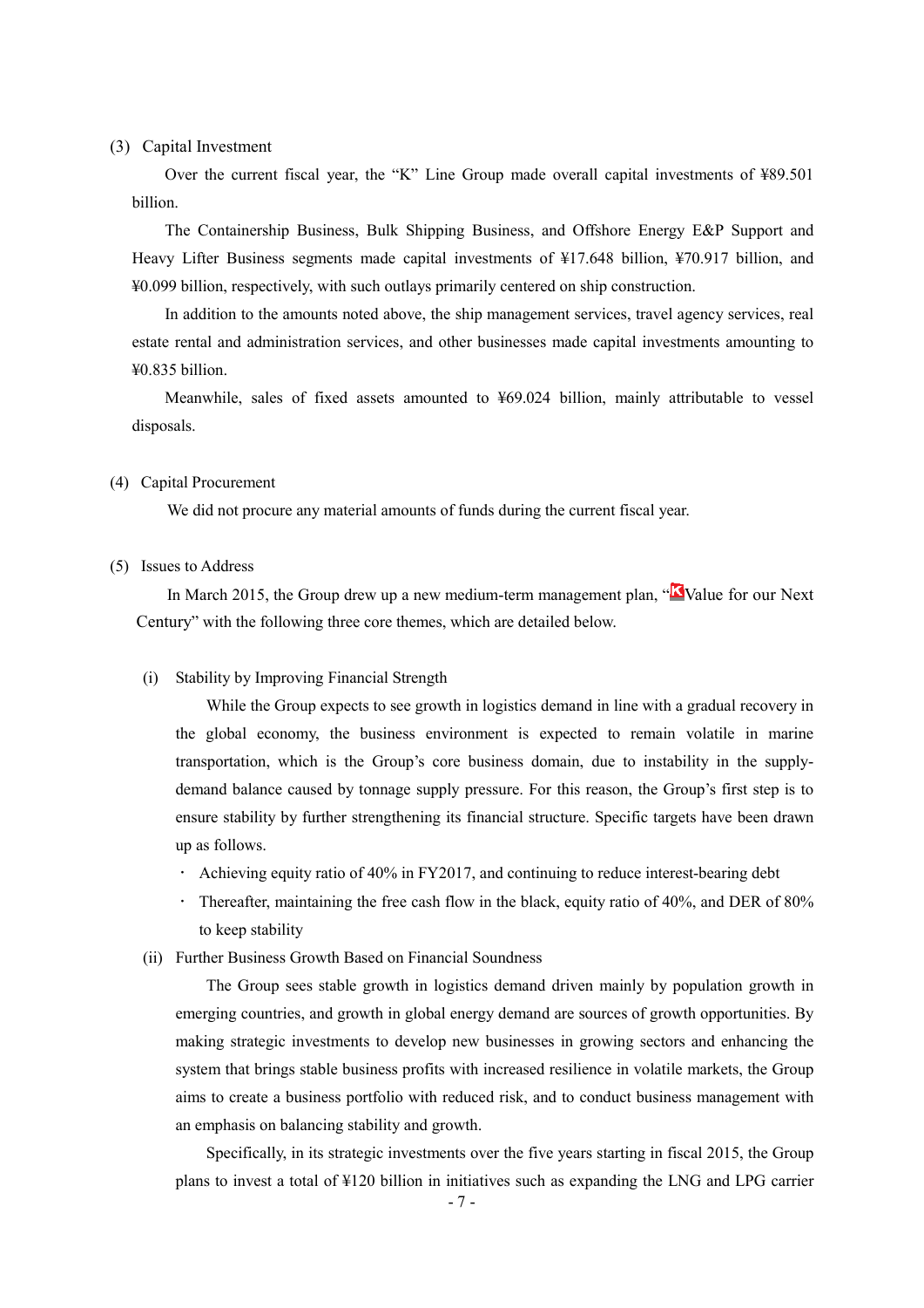(3) Capital Investment

Over the current fiscal year, the "K" Line Group made overall capital investments of ¥89.501 billion.

The Containership Business, Bulk Shipping Business, and Offshore Energy E&P Support and Heavy Lifter Business segments made capital investments of ¥17.648 billion, ¥70.917 billion, and ¥0.099 billion, respectively, with such outlays primarily centered on ship construction.

In addition to the amounts noted above, the ship management services, travel agency services, real estate rental and administration services, and other businesses made capital investments amounting to ¥0.835 billion.

Meanwhile, sales of fixed assets amounted to ¥69.024 billion, mainly attributable to vessel disposals.

(4) Capital Procurement

We did not procure any material amounts of funds during the current fiscal year.

(5) Issues to Address

In March 2015, the Group drew up a new medium-term management plan, "K Value for our Next Century" with the following three core themes, which are detailed below.

(i) Stability by Improving Financial Strength

While the Group expects to see growth in logistics demand in line with a gradual recovery in the global economy, the business environment is expected to remain volatile in marine transportation, which is the Group's core business domain, due to instability in the supply-demand balance caused by tonnage supply pressure. For this reason, the Group's first step is to ensure stability by further strengthening its financial structure. Specific targets have been drawn up as follows.

- Achieving equity ratio of 40% in FY2017, and continuing to reduce interest-bearing debt
- Thereafter, maintaining the free cash flow in the black, equity ratio of 40%, and DER of 80% to keep stability

(ii) Further Business Growth Based on Financial Soundness

The Group sees stable growth in logistics demand driven mainly by population growth in emerging countries, and growth in global energy demand are sources of growth opportunities. By making strategic investments to develop new businesses in growing sectors and enhancing the system that brings stable business profits with increased resilience in volatile markets, the Group aims to create a business portfolio with reduced risk, and to conduct business management with an emphasis on balancing stability and growth.

Specifically, in its strategic investments over the five years starting in fiscal 2015, the Group plans to invest a total of ¥120 billion in initiatives such as expanding the LNG and LPG carrier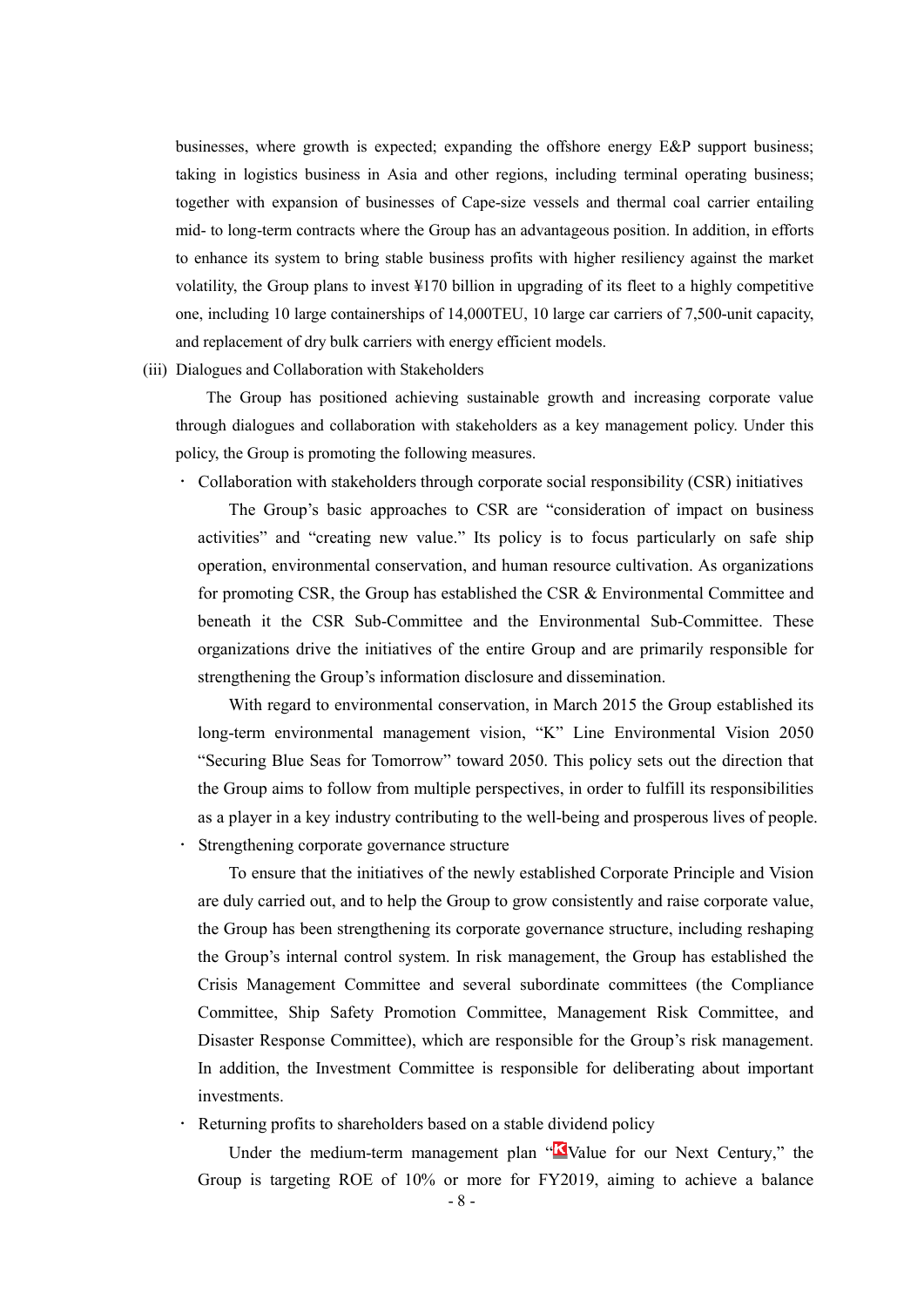businesses, where growth is expected; expanding the offshore energy E&P support business; taking in logistics business in Asia and other regions, including terminal operating business; together with expansion of businesses of Cape-size vessels and thermal coal carrier entailing mid- to long-term contracts where the Group has an advantageous position. In addition, in efforts to enhance its system to bring stable business profits with higher resiliency against the market volatility, the Group plans to invest ¥170 billion in upgrading of its fleet to a highly competitive one, including 10 large containerships of 14,000TEU, 10 large car carriers of 7,500-unit capacity, and replacement of dry bulk carriers with energy efficient models.

(iii) Dialogues and Collaboration with Stakeholders

The Group has positioned achieving sustainable growth and increasing corporate value through dialogues and collaboration with stakeholders as a key management policy. Under this policy, the Group is promoting the following measures.

・ Collaboration with stakeholders through corporate social responsibility (CSR) initiatives

The Group's basic approaches to CSR are "consideration of impact on business activities" and "creating new value." Its policy is to focus particularly on safe ship operation, environmental conservation, and human resource cultivation. As organizations for promoting CSR, the Group has established the CSR & Environmental Committee and beneath it the CSR Sub-Committee and the Environmental Sub-Committee. These organizations drive the initiatives of the entire Group and are primarily responsible for strengthening the Group's information disclosure and dissemination.

With regard to environmental conservation, in March 2015 the Group established its long-term environmental management vision, "K" Line Environmental Vision 2050 "Securing Blue Seas for Tomorrow" toward 2050. This policy sets out the direction that the Group aims to follow from multiple perspectives, in order to fulfill its responsibilities as a player in a key industry contributing to the well-being and prosperous lives of people.

・ Strengthening corporate governance structure

To ensure that the initiatives of the newly established Corporate Principle and Vision are duly carried out, and to help the Group to grow consistently and raise corporate value, the Group has been strengthening its corporate governance structure, including reshaping the Group's internal control system. In risk management, the Group has established the Crisis Management Committee and several subordinate committees (the Compliance Committee, Ship Safety Promotion Committee, Management Risk Committee, and Disaster Response Committee), which are responsible for the Group's risk management. In addition, the Investment Committee is responsible for deliberating about important investments.

・ Returning profits to shareholders based on a stable dividend policy

Under the medium-term management plan "KValue for our Next Century," the Group is targeting ROE of 10% or more for FY2019, aiming to achieve a balance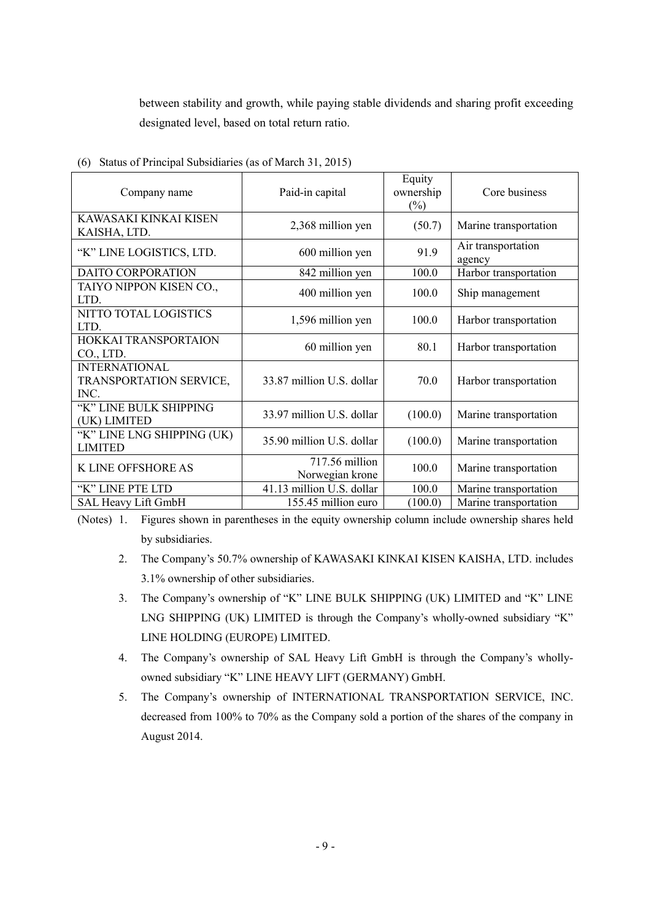between stability and growth, while paying stable dividends and sharing profit exceeding designated level, based on total return ratio.

(6) Status of Principal Subsidiaries (as of March 31, 2015)

| Company name | Paid-in capital | Equity ownership (%) | Core business |
|---|---|---|---|
| KAWASAKI KINKAI KISEN KAISHA, LTD. | 2,368 million yen | (50.7) | Marine transportation |
| "K" LINE LOGISTICS, LTD. | 600 million yen | 91.9 | Air transportation agency |
| DAITO CORPORATION | 842 million yen | 100.0 | Harbor transportation |
| TAIYO NIPPON KISEN CO., LTD. | 400 million yen | 100.0 | Ship management |
| NITTO TOTAL LOGISTICS LTD. | 1,596 million yen | 100.0 | Harbor transportation |
| HOKKAI TRANSPORTAION CO., LTD. | 60 million yen | 80.1 | Harbor transportation |
| INTERNATIONAL TRANSPORTATION SERVICE, INC. | 33.87 million U.S. dollar | 70.0 | Harbor transportation |
| "K" LINE BULK SHIPPING (UK) LIMITED | 33.97 million U.S. dollar | (100.0) | Marine transportation |
| "K" LINE LNG SHIPPING (UK) LIMITED | 35.90 million U.S. dollar | (100.0) | Marine transportation |
| K LINE OFFSHORE AS | 717.56 million Norwegian krone | 100.0 | Marine transportation |
| "K" LINE PTE LTD | 41.13 million U.S. dollar | 100.0 | Marine transportation |
| SAL Heavy Lift GmbH | 155.45 million euro | (100.0) | Marine transportation |

(Notes)
1. Figures shown in parentheses in the equity ownership column include ownership shares held by subsidiaries.
2. The Company's 50.7% ownership of KAWASAKI KINKAI KISEN KAISHA, LTD. includes 3.1% ownership of other subsidiaries.
3. The Company's ownership of "K" LINE BULK SHIPPING (UK) LIMITED and "K" LINE LNG SHIPPING (UK) LIMITED is through the Company's wholly-owned subsidiary "K" LINE HOLDING (EUROPE) LIMITED.
4. The Company's ownership of SAL Heavy Lift GmbH is through the Company's wholly-owned subsidiary "K" LINE HEAVY LIFT (GERMANY) GmbH.
5. The Company's ownership of INTERNATIONAL TRANSPORTATION SERVICE, INC. decreased from 100% to 70% as the Company sold a portion of the shares of the company in August 2014.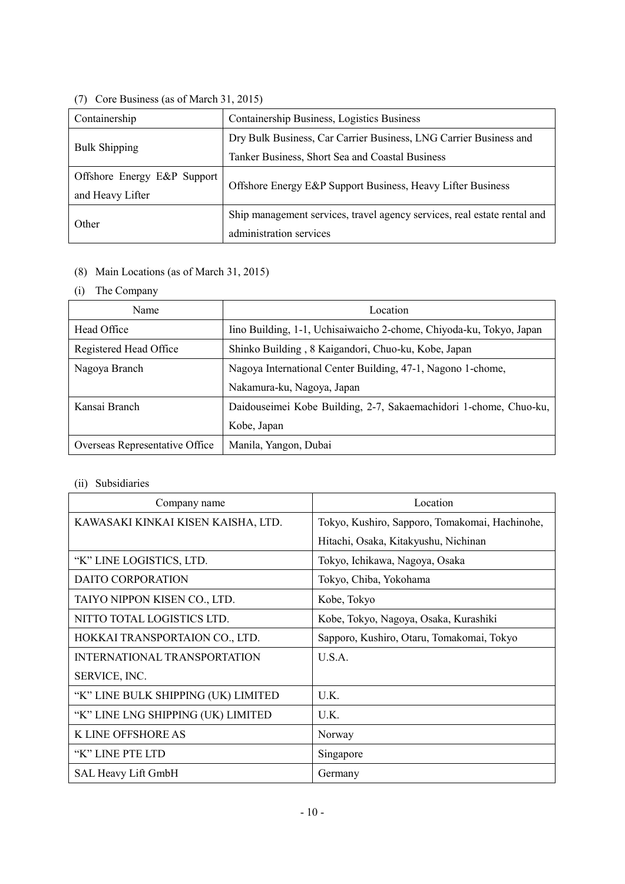(7) Core Business (as of March 31, 2015)

| Containership | Containership Business, Logistics Business |
|---|---|
| Bulk Shipping | Dry Bulk Business, Car Carrier Business, LNG Carrier Business and Tanker Business, Short Sea and Coastal Business |
| Offshore Energy E&P Support and Heavy Lifter | Offshore Energy E&P Support Business, Heavy Lifter Business |
| Other | Ship management services, travel agency services, real estate rental and administration services |

(8) Main Locations (as of March 31, 2015)

(i) The Company

| Name | Location |
|---|---|
| Head Office | Iino Building, 1-1, Uchisaiwaicho 2-chome, Chiyoda-ku, Tokyo, Japan |
| Registered Head Office | Shinko Building , 8 Kaigandori, Chuo-ku, Kobe, Japan |
| Nagoya Branch | Nagoya International Center Building, 47-1, Nagono 1-chome, Nakamura-ku, Nagoya, Japan |
| Kansai Branch | Daidouseimei Kobe Building, 2-7, Sakaemachidori 1-chome, Chuo-ku, Kobe, Japan |
| Overseas Representative Office | Manila, Yangon, Dubai |

(ii) Subsidiaries

| Company name | Location |
|---|---|
| KAWASAKI KINKAI KISEN KAISHA, LTD. | Tokyo, Kushiro, Sapporo, Tomakomai, Hachinohe, Hitachi, Osaka, Kitakyushu, Nichinan |
| "K" LINE LOGISTICS, LTD. | Tokyo, Ichikawa, Nagoya, Osaka |
| DAITO CORPORATION | Tokyo, Chiba, Yokohama |
| TAIYO NIPPON KISEN CO., LTD. | Kobe, Tokyo |
| NITTO TOTAL LOGISTICS LTD. | Kobe, Tokyo, Nagoya, Osaka, Kurashiki |
| HOKKAI TRANSPORTAION CO., LTD. | Sapporo, Kushiro, Otaru, Tomakomai, Tokyo |
| INTERNATIONAL TRANSPORTATION SERVICE, INC. | U.S.A. |
| "K" LINE BULK SHIPPING (UK) LIMITED | U.K. |
| "K" LINE LNG SHIPPING (UK) LIMITED | U.K. |
| K LINE OFFSHORE AS | Norway |
| "K" LINE PTE LTD | Singapore |
| SAL Heavy Lift GmbH | Germany |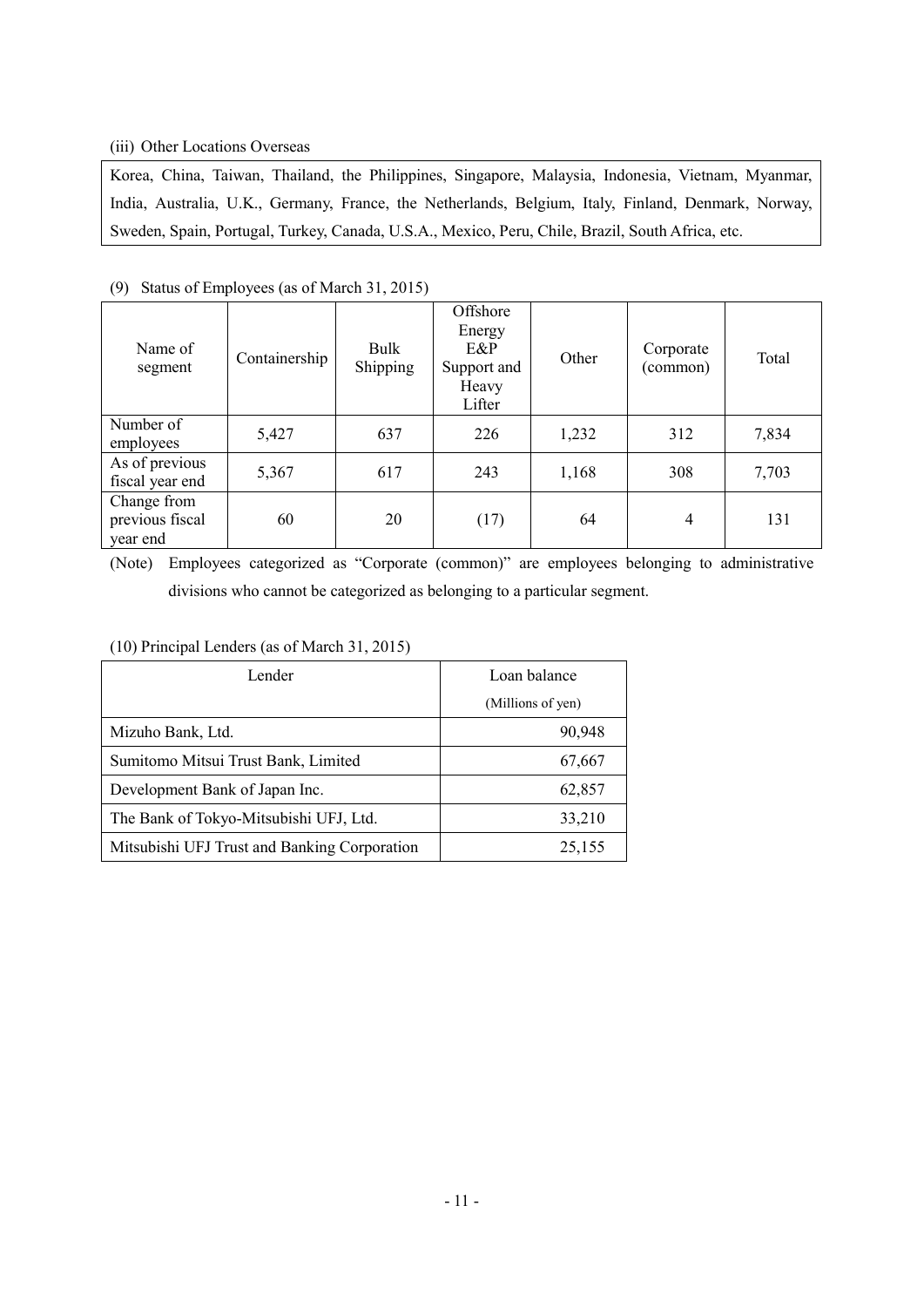(iii) Other Locations Overseas

Korea, China, Taiwan, Thailand, the Philippines, Singapore, Malaysia, Indonesia, Vietnam, Myanmar, India, Australia, U.K., Germany, France, the Netherlands, Belgium, Italy, Finland, Denmark, Norway, Sweden, Spain, Portugal, Turkey, Canada, U.S.A., Mexico, Peru, Chile, Brazil, South Africa, etc.

(9) Status of Employees (as of March 31, 2015)

| Name of segment | Containership | Bulk Shipping | Offshore Energy E&P Support and Heavy Lifter | Other | Corporate (common) | Total |
|---|---|---|---|---|---|---|
| Number of employees | 5,427 | 637 | 226 | 1,232 | 312 | 7,834 |
| As of previous fiscal year end | 5,367 | 617 | 243 | 1,168 | 308 | 7,703 |
| Change from previous fiscal year end | 60 | 20 | (17) | 64 | 4 | 131 |

(Note) Employees categorized as "Corporate (common)" are employees belonging to administrative divisions who cannot be categorized as belonging to a particular segment.

(10) Principal Lenders (as of March 31, 2015)

| Lender | Loan balance (Millions of yen) |
|---|---|
| Mizuho Bank, Ltd. | 90,948 |
| Sumitomo Mitsui Trust Bank, Limited | 67,667 |
| Development Bank of Japan Inc. | 62,857 |
| The Bank of Tokyo-Mitsubishi UFJ, Ltd. | 33,210 |
| Mitsubishi UFJ Trust and Banking Corporation | 25,155 |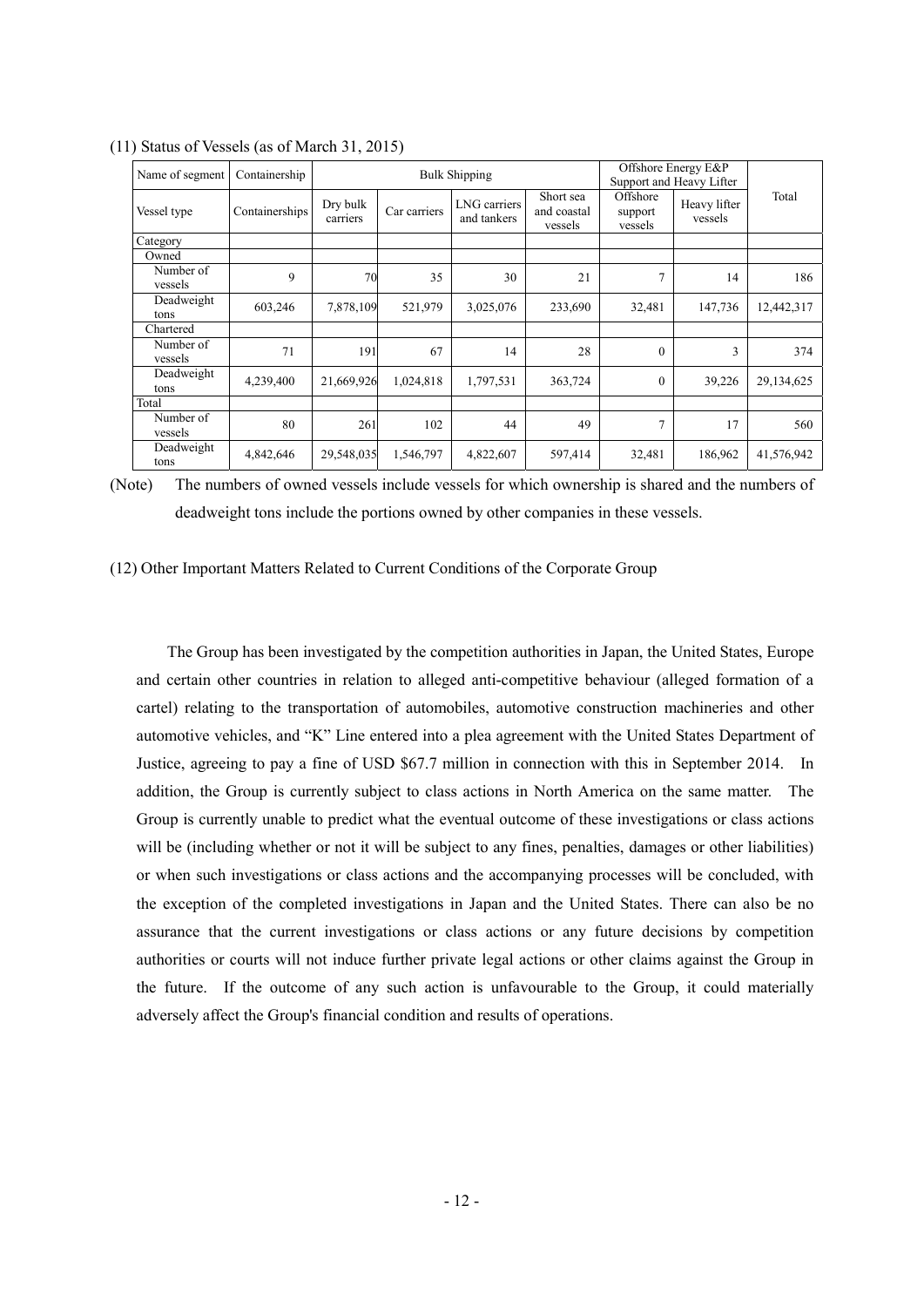(11) Status of Vessels (as of March 31, 2015)

| Name of segment | Containership | Bulk Shipping | | | | Offshore Energy E&P Support and Heavy Lifter | | Total |
|---|---|---|---|---|---|---|---|---|
| Vessel type | Containerships | Dry bulk carriers | Car carriers | LNG carriers and tankers | Short sea and coastal vessels | Offshore support vessels | Heavy lifter vessels | |
| Category | | | | | | | | |
| Owned | | | | | | | | |
| Number of vessels | 9 | 70 | 35 | 30 | 21 | 7 | 14 | 186 |
| Deadweight tons | 603,246 | 7,878,109 | 521,979 | 3,025,076 | 233,690 | 32,481 | 147,736 | 12,442,317 |
| Chartered | | | | | | | | |
| Number of vessels | 71 | 191 | 67 | 14 | 28 | 0 | 3 | 374 |
| Deadweight tons | 4,239,400 | 21,669,926 | 1,024,818 | 1,797,531 | 363,724 | 0 | 39,226 | 29,134,625 |
| Total | | | | | | | | |
| Number of vessels | 80 | 261 | 102 | 44 | 49 | 7 | 17 | 560 |
| Deadweight tons | 4,842,646 | 29,548,035 | 1,546,797 | 4,822,607 | 597,414 | 32,481 | 186,962 | 41,576,942 |

(Note) The numbers of owned vessels include vessels for which ownership is shared and the numbers of deadweight tons include the portions owned by other companies in these vessels.

(12) Other Important Matters Related to Current Conditions of the Corporate Group

The Group has been investigated by the competition authorities in Japan, the United States, Europe and certain other countries in relation to alleged anti-competitive behaviour (alleged formation of a cartel) relating to the transportation of automobiles, automotive construction machineries and other automotive vehicles, and "K" Line entered into a plea agreement with the United States Department of Justice, agreeing to pay a fine of USD $67.7 million in connection with this in September 2014. In addition, the Group is currently subject to class actions in North America on the same matter. The Group is currently unable to predict what the eventual outcome of these investigations or class actions will be (including whether or not it will be subject to any fines, penalties, damages or other liabilities) or when such investigations or class actions and the accompanying processes will be concluded, with the exception of the completed investigations in Japan and the United States. There can also be no assurance that the current investigations or class actions or any future decisions by competition authorities or courts will not induce further private legal actions or other claims against the Group in the future. If the outcome of any such action is unfavourable to the Group, it could materially adversely affect the Group's financial condition and results of operations.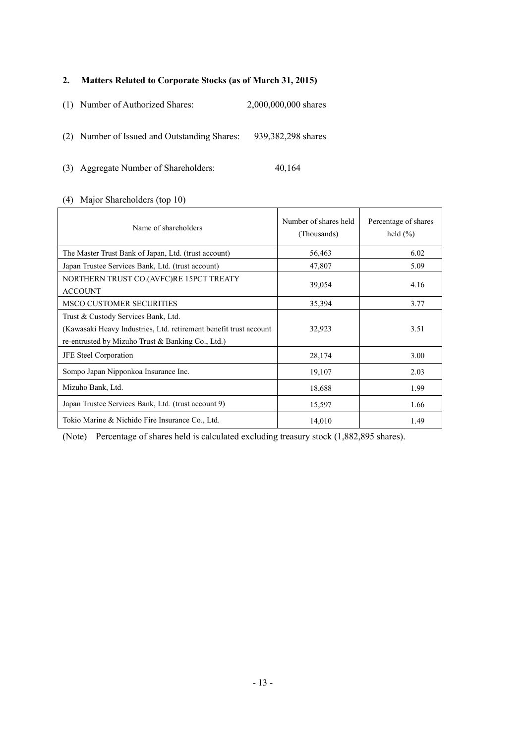## 2. Matters Related to Corporate Stocks (as of March 31, 2015)

(1) Number of Authorized Shares: 2,000,000,000 shares

(2) Number of Issued and Outstanding Shares: 939,382,298 shares

(3) Aggregate Number of Shareholders: 40,164

(4) Major Shareholders (top 10)

| Name of shareholders | Number of shares held (Thousands) | Percentage of shares held (%) |
|---|---|---|
| The Master Trust Bank of Japan, Ltd. (trust account) | 56,463 | 6.02 |
| Japan Trustee Services Bank, Ltd. (trust account) | 47,807 | 5.09 |
| NORTHERN TRUST CO.(AVFC)RE 15PCT TREATY ACCOUNT | 39,054 | 4.16 |
| MSCO CUSTOMER SECURITIES | 35,394 | 3.77 |
| Trust & Custody Services Bank, Ltd. (Kawasaki Heavy Industries, Ltd. retirement benefit trust account re-entrusted by Mizuho Trust & Banking Co., Ltd.) | 32,923 | 3.51 |
| JFE Steel Corporation | 28,174 | 3.00 |
| Sompo Japan Nipponkoa Insurance Inc. | 19,107 | 2.03 |
| Mizuho Bank, Ltd. | 18,688 | 1.99 |
| Japan Trustee Services Bank, Ltd. (trust account 9) | 15,597 | 1.66 |
| Tokio Marine & Nichido Fire Insurance Co., Ltd. | 14,010 | 1.49 |

(Note) Percentage of shares held is calculated excluding treasury stock (1,882,895 shares).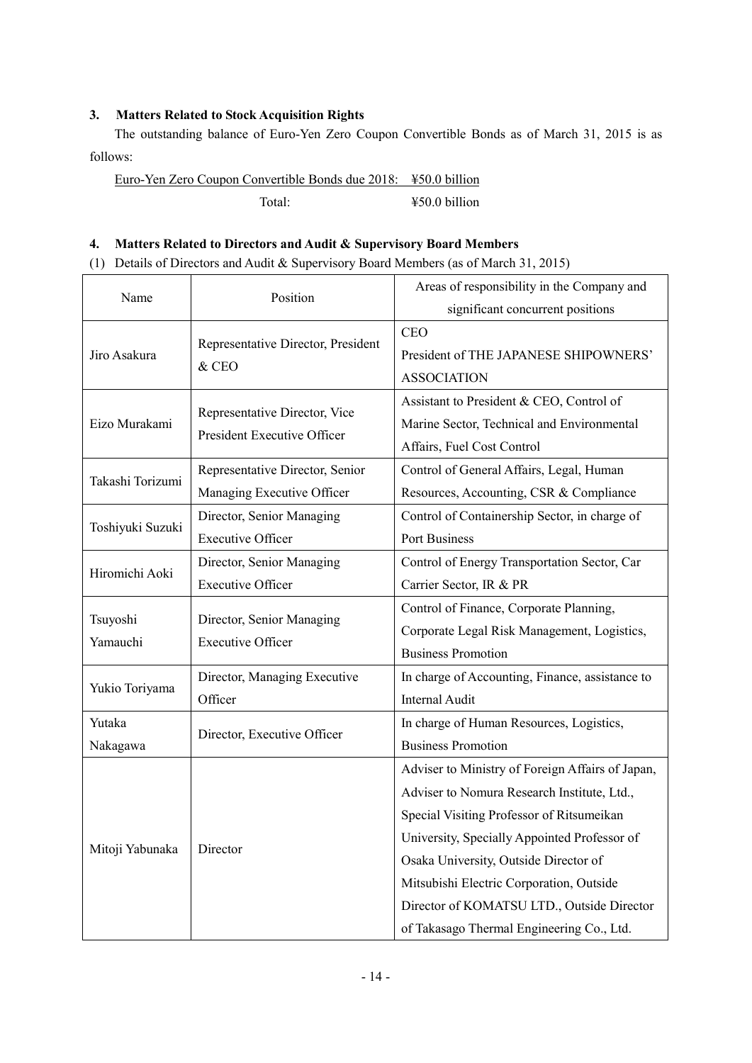### 3. Matters Related to Stock Acquisition Rights

The outstanding balance of Euro-Yen Zero Coupon Convertible Bonds as of March 31, 2015 is as follows:

| | |
|---|---|
| Euro-Yen Zero Coupon Convertible Bonds due 2018: | ¥50.0 billion |
| Total: | ¥50.0 billion |

### 4. Matters Related to Directors and Audit & Supervisory Board Members

(1) Details of Directors and Audit & Supervisory Board Members (as of March 31, 2015)

| Name | Position | Areas of responsibility in the Company and significant concurrent positions |
|---|---|---|
| Jiro Asakura | Representative Director, President & CEO | CEO<br>President of THE JAPANESE SHIPOWNERS' ASSOCIATION |
| Eizo Murakami | Representative Director, Vice President Executive Officer | Assistant to President & CEO, Control of Marine Sector, Technical and Environmental Affairs, Fuel Cost Control |
| Takashi Torizumi | Representative Director, Senior Managing Executive Officer | Control of General Affairs, Legal, Human Resources, Accounting, CSR & Compliance |
| Toshiyuki Suzuki | Director, Senior Managing Executive Officer | Control of Containership Sector, in charge of Port Business |
| Hiromichi Aoki | Director, Senior Managing Executive Officer | Control of Energy Transportation Sector, Car Carrier Sector, IR & PR |
| Tsuyoshi Yamauchi | Director, Senior Managing Executive Officer | Control of Finance, Corporate Planning, Corporate Legal Risk Management, Logistics, Business Promotion |
| Yukio Toriyama | Director, Managing Executive Officer | In charge of Accounting, Finance, assistance to Internal Audit |
| Yutaka Nakagawa | Director, Executive Officer | In charge of Human Resources, Logistics, Business Promotion |
| Mitoji Yabunaka | Director | Adviser to Ministry of Foreign Affairs of Japan, Adviser to Nomura Research Institute, Ltd., Special Visiting Professor of Ritsumeikan University, Specially Appointed Professor of Osaka University, Outside Director of Mitsubishi Electric Corporation, Outside Director of KOMATSU LTD., Outside Director of Takasago Thermal Engineering Co., Ltd. |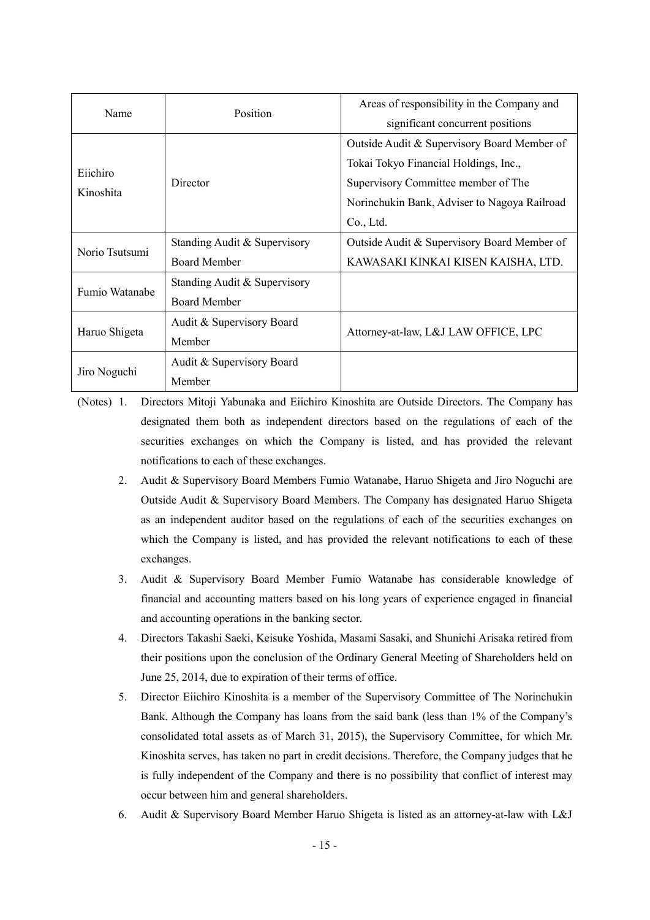| Name | Position | Areas of responsibility in the Company and significant concurrent positions |
|---|---|---|
| Eiichiro Kinoshita | Director | Outside Audit & Supervisory Board Member of Tokai Tokyo Financial Holdings, Inc., Supervisory Committee member of The Norinchukin Bank, Adviser to Nagoya Railroad Co., Ltd. |
| Norio Tsutsumi | Standing Audit & Supervisory Board Member | Outside Audit & Supervisory Board Member of KAWASAKI KINKAI KISEN KAISHA, LTD. |
| Fumio Watanabe | Standing Audit & Supervisory Board Member | |
| Haruo Shigeta | Audit & Supervisory Board Member | Attorney-at-law, L&J LAW OFFICE, LPC |
| Jiro Noguchi | Audit & Supervisory Board Member | |

(Notes)

1. Directors Mitoji Yabunaka and Eiichiro Kinoshita are Outside Directors. The Company has designated them both as independent directors based on the regulations of each of the securities exchanges on which the Company is listed, and has provided the relevant notifications to each of these exchanges.
2. Audit & Supervisory Board Members Fumio Watanabe, Haruo Shigeta and Jiro Noguchi are Outside Audit & Supervisory Board Members. The Company has designated Haruo Shigeta as an independent auditor based on the regulations of each of the securities exchanges on which the Company is listed, and has provided the relevant notifications to each of these exchanges.
3. Audit & Supervisory Board Member Fumio Watanabe has considerable knowledge of financial and accounting matters based on his long years of experience engaged in financial and accounting operations in the banking sector.
4. Directors Takashi Saeki, Keisuke Yoshida, Masami Sasaki, and Shunichi Arisaka retired from their positions upon the conclusion of the Ordinary General Meeting of Shareholders held on June 25, 2014, due to expiration of their terms of office.
5. Director Eiichiro Kinoshita is a member of the Supervisory Committee of The Norinchukin Bank. Although the Company has loans from the said bank (less than 1% of the Company's consolidated total assets as of March 31, 2015), the Supervisory Committee, for which Mr. Kinoshita serves, has taken no part in credit decisions. Therefore, the Company judges that he is fully independent of the Company and there is no possibility that conflict of interest may occur between him and general shareholders.
6. Audit & Supervisory Board Member Haruo Shigeta is listed as an attorney-at-law with L&J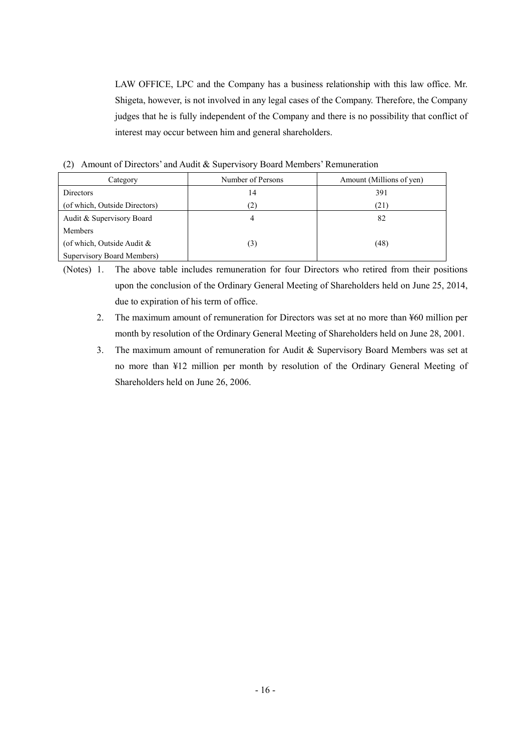LAW OFFICE, LPC and the Company has a business relationship with this law office. Mr. Shigeta, however, is not involved in any legal cases of the Company. Therefore, the Company judges that he is fully independent of the Company and there is no possibility that conflict of interest may occur between him and general shareholders.

(2) Amount of Directors' and Audit & Supervisory Board Members' Remuneration

| Category | Number of Persons | Amount (Millions of yen) |
|---|---|---|
| Directors | 14 | 391 |
| (of which, Outside Directors) | (2) | (21) |
| Audit & Supervisory Board Members | 4 | 82 |
| (of which, Outside Audit & Supervisory Board Members) | (3) | (48) |

(Notes) 1. The above table includes remuneration for four Directors who retired from their positions upon the conclusion of the Ordinary General Meeting of Shareholders held on June 25, 2014, due to expiration of his term of office.

2. The maximum amount of remuneration for Directors was set at no more than ¥60 million per month by resolution of the Ordinary General Meeting of Shareholders held on June 28, 2001.

3. The maximum amount of remuneration for Audit & Supervisory Board Members was set at no more than ¥12 million per month by resolution of the Ordinary General Meeting of Shareholders held on June 26, 2006.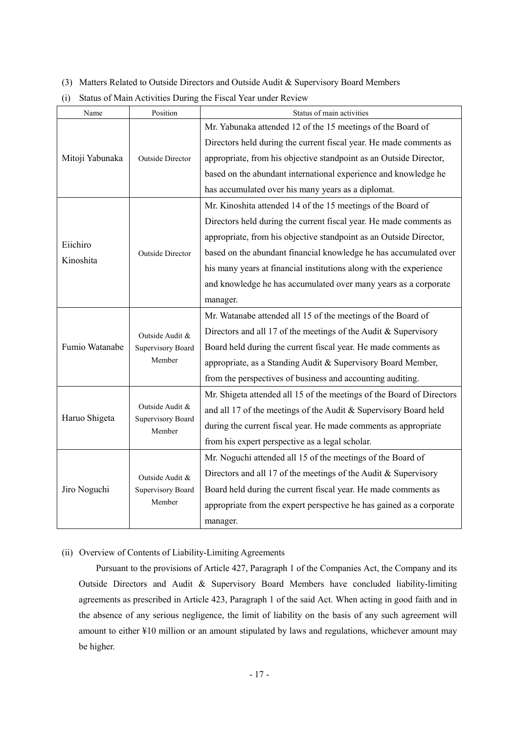### (3) Matters Related to Outside Directors and Outside Audit & Supervisory Board Members

#### (i) Status of Main Activities During the Fiscal Year under Review

| Name | Position | Status of main activities |
|---|---|---|
| Mitoji Yabunaka | Outside Director | Mr. Yabunaka attended 12 of the 15 meetings of the Board of Directors held during the current fiscal year. He made comments as appropriate, from his objective standpoint as an Outside Director, based on the abundant international experience and knowledge he has accumulated over his many years as a diplomat. |
| Eiichiro Kinoshita | Outside Director | Mr. Kinoshita attended 14 of the 15 meetings of the Board of Directors held during the current fiscal year. He made comments as appropriate, from his objective standpoint as an Outside Director, based on the abundant financial knowledge he has accumulated over his many years at financial institutions along with the experience and knowledge he has accumulated over many years as a corporate manager. |
| Fumio Watanabe | Outside Audit & Supervisory Board Member | Mr. Watanabe attended all 15 of the meetings of the Board of Directors and all 17 of the meetings of the Audit & Supervisory Board held during the current fiscal year. He made comments as appropriate, as a Standing Audit & Supervisory Board Member, from the perspectives of business and accounting auditing. |
| Haruo Shigeta | Outside Audit & Supervisory Board Member | Mr. Shigeta attended all 15 of the meetings of the Board of Directors and all 17 of the meetings of the Audit & Supervisory Board held during the current fiscal year. He made comments as appropriate from his expert perspective as a legal scholar. |
| Jiro Noguchi | Outside Audit & Supervisory Board Member | Mr. Noguchi attended all 15 of the meetings of the Board of Directors and all 17 of the meetings of the Audit & Supervisory Board held during the current fiscal year. He made comments as appropriate from the expert perspective he has gained as a corporate manager. |

#### (ii) Overview of Contents of Liability-Limiting Agreements

Pursuant to the provisions of Article 427, Paragraph 1 of the Companies Act, the Company and its Outside Directors and Audit & Supervisory Board Members have concluded liability-limiting agreements as prescribed in Article 423, Paragraph 1 of the said Act. When acting in good faith and in the absence of any serious negligence, the limit of liability on the basis of any such agreement will amount to either ¥10 million or an amount stipulated by laws and regulations, whichever amount may be higher.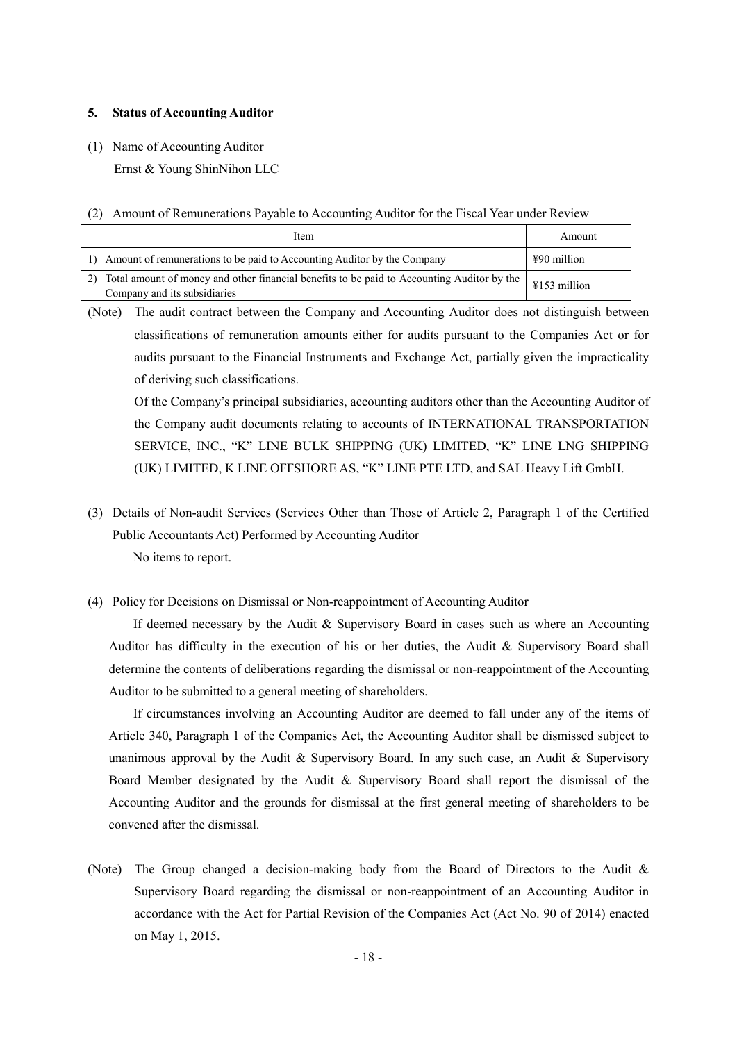## 5. Status of Accounting Auditor

(1) Name of Accounting Auditor

Ernst & Young ShinNihon LLC

(2) Amount of Remunerations Payable to Accounting Auditor for the Fiscal Year under Review

| Item | Amount |
|---|---|
| 1) Amount of remunerations to be paid to Accounting Auditor by the Company | ¥90 million |
| 2) Total amount of money and other financial benefits to be paid to Accounting Auditor by the Company and its subsidiaries | ¥153 million |

(Note) The audit contract between the Company and Accounting Auditor does not distinguish between classifications of remuneration amounts either for audits pursuant to the Companies Act or for audits pursuant to the Financial Instruments and Exchange Act, partially given the impracticality of deriving such classifications.

Of the Company's principal subsidiaries, accounting auditors other than the Accounting Auditor of the Company audit documents relating to accounts of INTERNATIONAL TRANSPORTATION SERVICE, INC., "K" LINE BULK SHIPPING (UK) LIMITED, "K" LINE LNG SHIPPING (UK) LIMITED, K LINE OFFSHORE AS, "K" LINE PTE LTD, and SAL Heavy Lift GmbH.

(3) Details of Non-audit Services (Services Other than Those of Article 2, Paragraph 1 of the Certified Public Accountants Act) Performed by Accounting Auditor

No items to report.

(4) Policy for Decisions on Dismissal or Non-reappointment of Accounting Auditor

If deemed necessary by the Audit & Supervisory Board in cases such as where an Accounting Auditor has difficulty in the execution of his or her duties, the Audit & Supervisory Board shall determine the contents of deliberations regarding the dismissal or non-reappointment of the Accounting Auditor to be submitted to a general meeting of shareholders.

If circumstances involving an Accounting Auditor are deemed to fall under any of the items of Article 340, Paragraph 1 of the Companies Act, the Accounting Auditor shall be dismissed subject to unanimous approval by the Audit & Supervisory Board. In any such case, an Audit & Supervisory Board Member designated by the Audit & Supervisory Board shall report the dismissal of the Accounting Auditor and the grounds for dismissal at the first general meeting of shareholders to be convened after the dismissal.

(Note) The Group changed a decision-making body from the Board of Directors to the Audit & Supervisory Board regarding the dismissal or non-reappointment of an Accounting Auditor in accordance with the Act for Partial Revision of the Companies Act (Act No. 90 of 2014) enacted on May 1, 2015.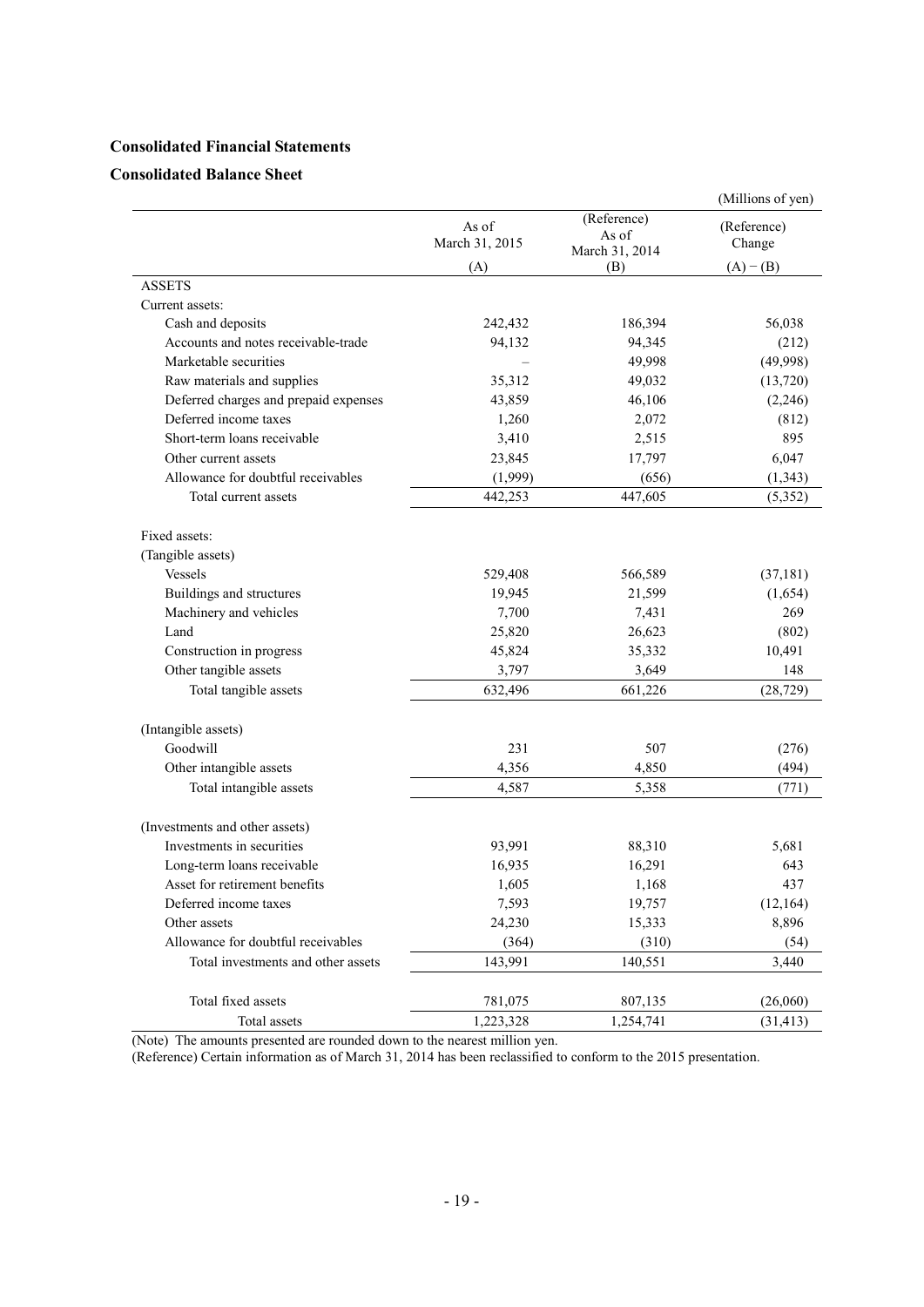## Consolidated Financial Statements

### Consolidated Balance Sheet

(Millions of yen)

| | As of March 31, 2015 (A) | (Reference) As of March 31, 2014 (B) | (Reference) Change (A) − (B) |
|---|---|---|---|
| ASSETS | | | |
| Current assets: | | | |
| Cash and deposits | 242,432 | 186,394 | 56,038 |
| Accounts and notes receivable-trade | 94,132 | 94,345 | (212) |
| Marketable securities | – | 49,998 | (49,998) |
| Raw materials and supplies | 35,312 | 49,032 | (13,720) |
| Deferred charges and prepaid expenses | 43,859 | 46,106 | (2,246) |
| Deferred income taxes | 1,260 | 2,072 | (812) |
| Short-term loans receivable | 3,410 | 2,515 | 895 |
| Other current assets | 23,845 | 17,797 | 6,047 |
| Allowance for doubtful receivables | (1,999) | (656) | (1,343) |
| Total current assets | 442,253 | 447,605 | (5,352) |
| Fixed assets: | | | |
| (Tangible assets) | | | |
| Vessels | 529,408 | 566,589 | (37,181) |
| Buildings and structures | 19,945 | 21,599 | (1,654) |
| Machinery and vehicles | 7,700 | 7,431 | 269 |
| Land | 25,820 | 26,623 | (802) |
| Construction in progress | 45,824 | 35,332 | 10,491 |
| Other tangible assets | 3,797 | 3,649 | 148 |
| Total tangible assets | 632,496 | 661,226 | (28,729) |
| (Intangible assets) | | | |
| Goodwill | 231 | 507 | (276) |
| Other intangible assets | 4,356 | 4,850 | (494) |
| Total intangible assets | 4,587 | 5,358 | (771) |
| (Investments and other assets) | | | |
| Investments in securities | 93,991 | 88,310 | 5,681 |
| Long-term loans receivable | 16,935 | 16,291 | 643 |
| Asset for retirement benefits | 1,605 | 1,168 | 437 |
| Deferred income taxes | 7,593 | 19,757 | (12,164) |
| Other assets | 24,230 | 15,333 | 8,896 |
| Allowance for doubtful receivables | (364) | (310) | (54) |
| Total investments and other assets | 143,991 | 140,551 | 3,440 |
| Total fixed assets | 781,075 | 807,135 | (26,060) |
| Total assets | 1,223,328 | 1,254,741 | (31,413) |

(Note) The amounts presented are rounded down to the nearest million yen.

(Reference) Certain information as of March 31, 2014 has been reclassified to conform to the 2015 presentation.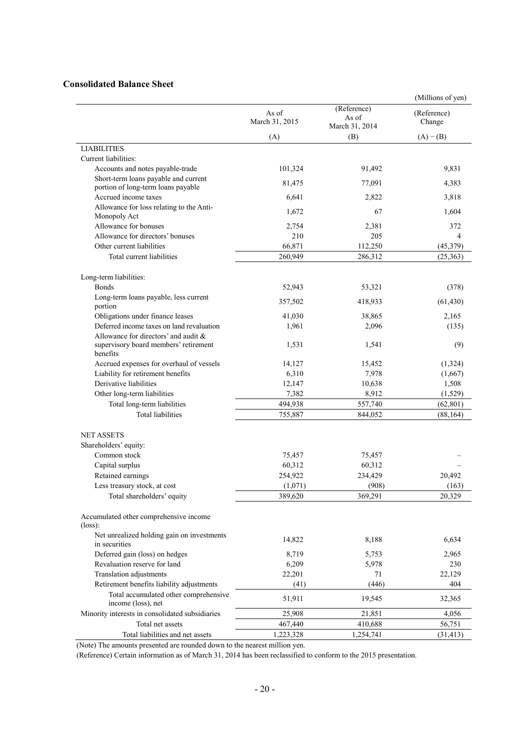## Consolidated Balance Sheet

(Millions of yen)

| | As of March 31, 2015 (A) | (Reference) As of March 31, 2014 (B) | (Reference) Change (A) − (B) |
|---|---|---|---|
| LIABILITIES | | | |
| Current liabilities: | | | |
| Accounts and notes payable-trade | 101,324 | 91,492 | 9,831 |
| Short-term loans payable and current portion of long-term loans payable | 81,475 | 77,091 | 4,383 |
| Accrued income taxes | 6,641 | 2,822 | 3,818 |
| Allowance for loss relating to the Anti-Monopoly Act | 1,672 | 67 | 1,604 |
| Allowance for bonuses | 2,754 | 2,381 | 372 |
| Allowance for directors' bonuses | 210 | 205 | 4 |
| Other current liabilities | 66,871 | 112,250 | (45,379) |
| Total current liabilities | 260,949 | 286,312 | (25,363) |
| Long-term liabilities: | | | |
| Bonds | 52,943 | 53,321 | (378) |
| Long-term loans payable, less current portion | 357,502 | 418,933 | (61,430) |
| Obligations under finance leases | 41,030 | 38,865 | 2,165 |
| Deferred income taxes on land revaluation | 1,961 | 2,096 | (135) |
| Allowance for directors' and audit & supervisory board members' retirement benefits | 1,531 | 1,541 | (9) |
| Accrued expenses for overhaul of vessels | 14,127 | 15,452 | (1,324) |
| Liability for retirement benefits | 6,310 | 7,978 | (1,667) |
| Derivative liabilities | 12,147 | 10,638 | 1,508 |
| Other long-term liabilities | 7,382 | 8,912 | (1,529) |
| Total long-term liabilities | 494,938 | 557,740 | (62,801) |
| Total liabilities | 755,887 | 844,052 | (88,164) |
| NET ASSETS | | | |
| Shareholders' equity: | | | |
| Common stock | 75,457 | 75,457 | – |
| Capital surplus | 60,312 | 60,312 | – |
| Retained earnings | 254,922 | 234,429 | 20,492 |
| Less treasury stock, at cost | (1,071) | (908) | (163) |
| Total shareholders' equity | 389,620 | 369,291 | 20,329 |
| Accumulated other comprehensive income (loss): | | | |
| Net unrealized holding gain on investments in securities | 14,822 | 8,188 | 6,634 |
| Deferred gain (loss) on hedges | 8,719 | 5,753 | 2,965 |
| Revaluation reserve for land | 6,209 | 5,978 | 230 |
| Translation adjustments | 22,201 | 71 | 22,129 |
| Retirement benefits liability adjustments | (41) | (446) | 404 |
| Total accumulated other comprehensive income (loss), net | 51,911 | 19,545 | 32,365 |
| Minority interests in consolidated subsidiaries | 25,908 | 21,851 | 4,056 |
| Total net assets | 467,440 | 410,688 | 56,751 |
| Total liabilities and net assets | 1,223,328 | 1,254,741 | (31,413) |

(Note) The amounts presented are rounded down to the nearest million yen.

(Reference) Certain information as of March 31, 2014 has been reclassified to conform to the 2015 presentation.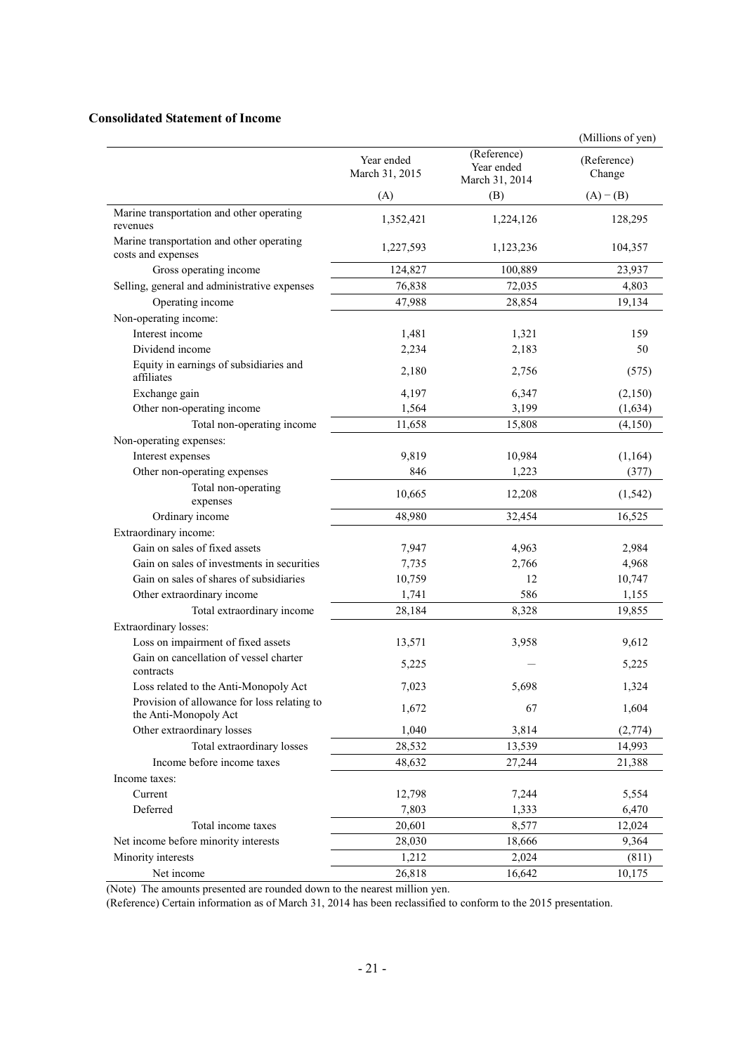### Consolidated Statement of Income

(Millions of yen)

| | Year ended March 31, 2015 | (Reference) Year ended March 31, 2014 | (Reference) Change |
|---|---|---|---|
| | (A) | (B) | (A) − (B) |
| Marine transportation and other operating revenues | 1,352,421 | 1,224,126 | 128,295 |
| Marine transportation and other operating costs and expenses | 1,227,593 | 1,123,236 | 104,357 |
| Gross operating income | 124,827 | 100,889 | 23,937 |
| Selling, general and administrative expenses | 76,838 | 72,035 | 4,803 |
| Operating income | 47,988 | 28,854 | 19,134 |
| Non-operating income: | | | |
| Interest income | 1,481 | 1,321 | 159 |
| Dividend income | 2,234 | 2,183 | 50 |
| Equity in earnings of subsidiaries and affiliates | 2,180 | 2,756 | (575) |
| Exchange gain | 4,197 | 6,347 | (2,150) |
| Other non-operating income | 1,564 | 3,199 | (1,634) |
| Total non-operating income | 11,658 | 15,808 | (4,150) |
| Non-operating expenses: | | | |
| Interest expenses | 9,819 | 10,984 | (1,164) |
| Other non-operating expenses | 846 | 1,223 | (377) |
| Total non-operating expenses | 10,665 | 12,208 | (1,542) |
| Ordinary income | 48,980 | 32,454 | 16,525 |
| Extraordinary income: | | | |
| Gain on sales of fixed assets | 7,947 | 4,963 | 2,984 |
| Gain on sales of investments in securities | 7,735 | 2,766 | 4,968 |
| Gain on sales of shares of subsidiaries | 10,759 | 12 | 10,747 |
| Other extraordinary income | 1,741 | 586 | 1,155 |
| Total extraordinary income | 28,184 | 8,328 | 19,855 |
| Extraordinary losses: | | | |
| Loss on impairment of fixed assets | 13,571 | 3,958 | 9,612 |
| Gain on cancellation of vessel charter contracts | 5,225 | — | 5,225 |
| Loss related to the Anti-Monopoly Act | 7,023 | 5,698 | 1,324 |
| Provision of allowance for loss relating to the Anti-Monopoly Act | 1,672 | 67 | 1,604 |
| Other extraordinary losses | 1,040 | 3,814 | (2,774) |
| Total extraordinary losses | 28,532 | 13,539 | 14,993 |
| Income before income taxes | 48,632 | 27,244 | 21,388 |
| Income taxes: | | | |
| Current | 12,798 | 7,244 | 5,554 |
| Deferred | 7,803 | 1,333 | 6,470 |
| Total income taxes | 20,601 | 8,577 | 12,024 |
| Net income before minority interests | 28,030 | 18,666 | 9,364 |
| Minority interests | 1,212 | 2,024 | (811) |
| Net income | 26,818 | 16,642 | 10,175 |

(Note) The amounts presented are rounded down to the nearest million yen.

(Reference) Certain information as of March 31, 2014 has been reclassified to conform to the 2015 presentation.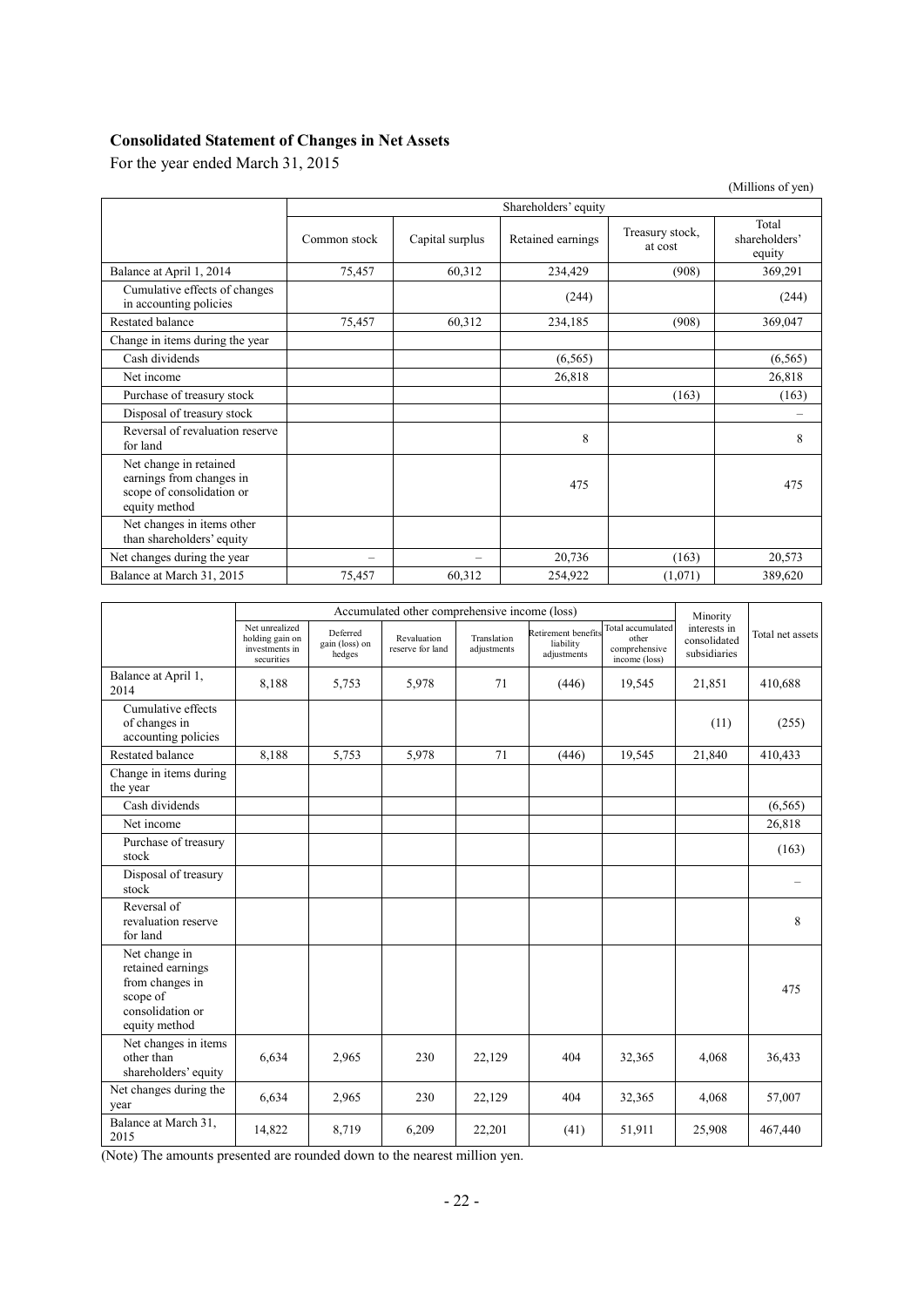**Consolidated Statement of Changes in Net Assets**

For the year ended March 31, 2015

(Millions of yen)

| | Shareholders' equity | | | | |
|---|---|---|---|---|---|
| | Common stock | Capital surplus | Retained earnings | Treasury stock, at cost | Total shareholders' equity |
| Balance at April 1, 2014 | 75,457 | 60,312 | 234,429 | (908) | 369,291 |
| Cumulative effects of changes in accounting policies | | | (244) | | (244) |
| Restated balance | 75,457 | 60,312 | 234,185 | (908) | 369,047 |
| Change in items during the year | | | | | |
| Cash dividends | | | (6,565) | | (6,565) |
| Net income | | | 26,818 | | 26,818 |
| Purchase of treasury stock | | | | (163) | (163) |
| Disposal of treasury stock | | | | | – |
| Reversal of revaluation reserve for land | | | 8 | | 8 |
| Net change in retained earnings from changes in scope of consolidation or equity method | | | 475 | | 475 |
| Net changes in items other than shareholders' equity | | | | | |
| Net changes during the year | – | – | 20,736 | (163) | 20,573 |
| Balance at March 31, 2015 | 75,457 | 60,312 | 254,922 | (1,071) | 389,620 |

| | Accumulated other comprehensive income (loss) | | | | | | Minority interests in consolidated subsidiaries | Total net assets |
|---|---|---|---|---|---|---|---|---|
| | Net unrealized holding gain on investments in securities | Deferred gain (loss) on hedges | Revaluation reserve for land | Translation adjustments | Retirement benefits liability adjustments | Total accumulated other comprehensive income (loss) | | |
| Balance at April 1, 2014 | 8,188 | 5,753 | 5,978 | 71 | (446) | 19,545 | 21,851 | 410,688 |
| Cumulative effects of changes in accounting policies | | | | | | | (11) | (255) |
| Restated balance | 8,188 | 5,753 | 5,978 | 71 | (446) | 19,545 | 21,840 | 410,433 |
| Change in items during the year | | | | | | | | |
| Cash dividends | | | | | | | | (6,565) |
| Net income | | | | | | | | 26,818 |
| Purchase of treasury stock | | | | | | | | (163) |
| Disposal of treasury stock | | | | | | | | – |
| Reversal of revaluation reserve for land | | | | | | | | 8 |
| Net change in retained earnings from changes in scope of consolidation or equity method | | | | | | | | 475 |
| Net changes in items other than shareholders' equity | 6,634 | 2,965 | 230 | 22,129 | 404 | 32,365 | 4,068 | 36,433 |
| Net changes during the year | 6,634 | 2,965 | 230 | 22,129 | 404 | 32,365 | 4,068 | 57,007 |
| Balance at March 31, 2015 | 14,822 | 8,719 | 6,209 | 22,201 | (41) | 51,911 | 25,908 | 467,440 |

(Note) The amounts presented are rounded down to the nearest million yen.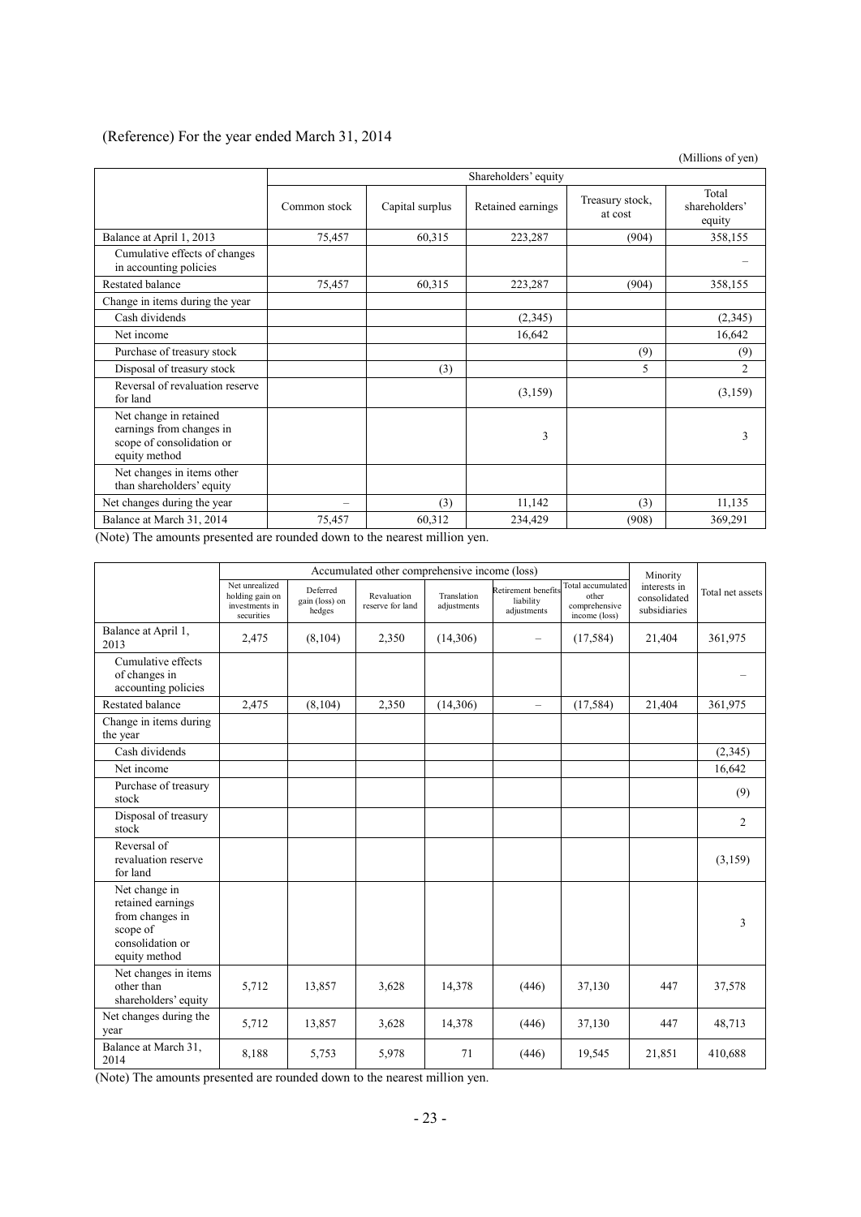(Reference) For the year ended March 31, 2014

(Millions of yen)

| | Shareholders' equity | | | | |
|---|---|---|---|---|---|
| | Common stock | Capital surplus | Retained earnings | Treasury stock, at cost | Total shareholders' equity |
| Balance at April 1, 2013 | 75,457 | 60,315 | 223,287 | (904) | 358,155 |
| Cumulative effects of changes in accounting policies | | | | | – |
| Restated balance | 75,457 | 60,315 | 223,287 | (904) | 358,155 |
| Change in items during the year | | | | | |
| Cash dividends | | | (2,345) | | (2,345) |
| Net income | | | 16,642 | | 16,642 |
| Purchase of treasury stock | | | | (9) | (9) |
| Disposal of treasury stock | | (3) | | 5 | 2 |
| Reversal of revaluation reserve for land | | | (3,159) | | (3,159) |
| Net change in retained earnings from changes in scope of consolidation or equity method | | | 3 | | 3 |
| Net changes in items other than shareholders' equity | | | | | |
| Net changes during the year | – | (3) | 11,142 | (3) | 11,135 |
| Balance at March 31, 2014 | 75,457 | 60,312 | 234,429 | (908) | 369,291 |

(Note) The amounts presented are rounded down to the nearest million yen.

| | Accumulated other comprehensive income (loss) | | | | | | Minority interests in consolidated subsidiaries | Total net assets |
|---|---|---|---|---|---|---|---|---|
| | Net unrealized holding gain on investments in securities | Deferred gain (loss) on hedges | Revaluation reserve for land | Translation adjustments | Retirement benefits liability adjustments | Total accumulated other comprehensive income (loss) | | |
| Balance at April 1, 2013 | 2,475 | (8,104) | 2,350 | (14,306) | – | (17,584) | 21,404 | 361,975 |
| Cumulative effects of changes in accounting policies | | | | | | | | – |
| Restated balance | 2,475 | (8,104) | 2,350 | (14,306) | – | (17,584) | 21,404 | 361,975 |
| Change in items during the year | | | | | | | | |
| Cash dividends | | | | | | | | (2,345) |
| Net income | | | | | | | | 16,642 |
| Purchase of treasury stock | | | | | | | | (9) |
| Disposal of treasury stock | | | | | | | | 2 |
| Reversal of revaluation reserve for land | | | | | | | | (3,159) |
| Net change in retained earnings from changes in scope of consolidation or equity method | | | | | | | | 3 |
| Net changes in items other than shareholders' equity | 5,712 | 13,857 | 3,628 | 14,378 | (446) | 37,130 | 447 | 37,578 |
| Net changes during the year | 5,712 | 13,857 | 3,628 | 14,378 | (446) | 37,130 | 447 | 48,713 |
| Balance at March 31, 2014 | 8,188 | 5,753 | 5,978 | 71 | (446) | 19,545 | 21,851 | 410,688 |

(Note) The amounts presented are rounded down to the nearest million yen.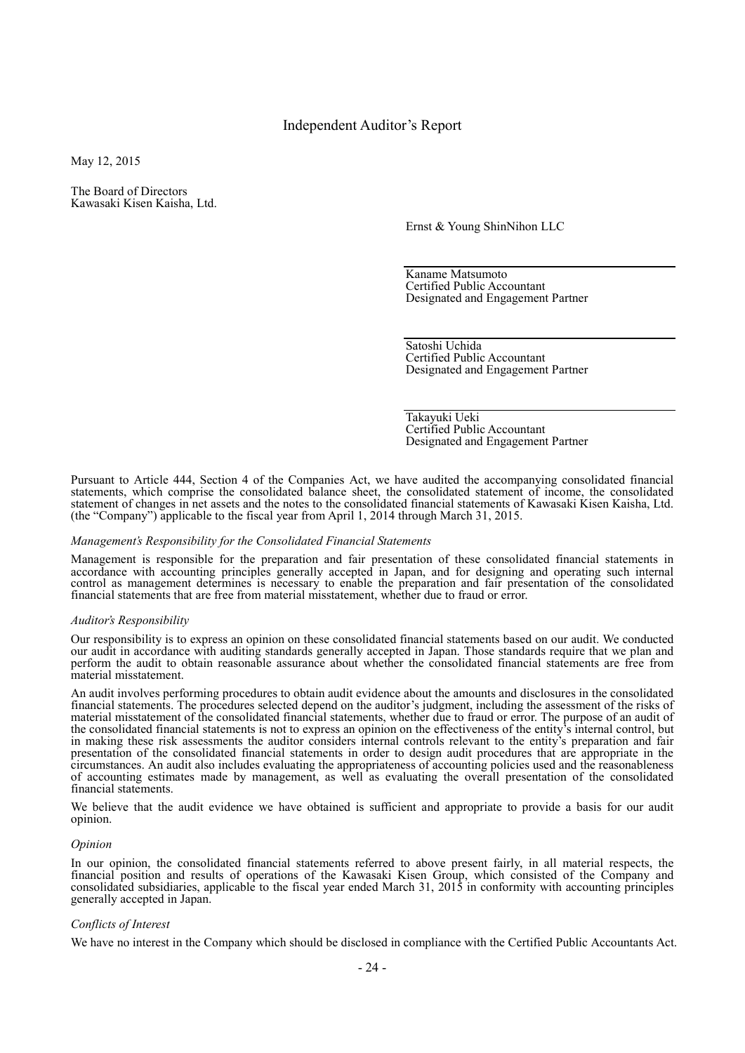# Independent Auditor's Report

May 12, 2015

The Board of Directors
Kawasaki Kisen Kaisha, Ltd.

Ernst & Young ShinNihon LLC

Kaname Matsumoto
Certified Public Accountant
Designated and Engagement Partner

Satoshi Uchida
Certified Public Accountant
Designated and Engagement Partner

Takayuki Ueki
Certified Public Accountant
Designated and Engagement Partner

Pursuant to Article 444, Section 4 of the Companies Act, we have audited the accompanying consolidated financial statements, which comprise the consolidated balance sheet, the consolidated statement of income, the consolidated statement of changes in net assets and the notes to the consolidated financial statements of Kawasaki Kisen Kaisha, Ltd. (the "Company") applicable to the fiscal year from April 1, 2014 through March 31, 2015.

*Management's Responsibility for the Consolidated Financial Statements*

Management is responsible for the preparation and fair presentation of these consolidated financial statements in accordance with accounting principles generally accepted in Japan, and for designing and operating such internal control as management determines is necessary to enable the preparation and fair presentation of the consolidated financial statements that are free from material misstatement, whether due to fraud or error.

*Auditor's Responsibility*

Our responsibility is to express an opinion on these consolidated financial statements based on our audit. We conducted our audit in accordance with auditing standards generally accepted in Japan. Those standards require that we plan and perform the audit to obtain reasonable assurance about whether the consolidated financial statements are free from material misstatement.

An audit involves performing procedures to obtain audit evidence about the amounts and disclosures in the consolidated financial statements. The procedures selected depend on the auditor's judgment, including the assessment of the risks of material misstatement of the consolidated financial statements, whether due to fraud or error. The purpose of an audit of the consolidated financial statements is not to express an opinion on the effectiveness of the entity's internal control, but in making these risk assessments the auditor considers internal controls relevant to the entity's preparation and fair presentation of the consolidated financial statements in order to design audit procedures that are appropriate in the circumstances. An audit also includes evaluating the appropriateness of accounting policies used and the reasonableness of accounting estimates made by management, as well as evaluating the overall presentation of the consolidated financial statements.

We believe that the audit evidence we have obtained is sufficient and appropriate to provide a basis for our audit opinion.

*Opinion*

In our opinion, the consolidated financial statements referred to above present fairly, in all material respects, the financial position and results of operations of the Kawasaki Kisen Group, which consisted of the Company and consolidated subsidiaries, applicable to the fiscal year ended March 31, 2015 in conformity with accounting principles generally accepted in Japan.

*Conflicts of Interest*

We have no interest in the Company which should be disclosed in compliance with the Certified Public Accountants Act.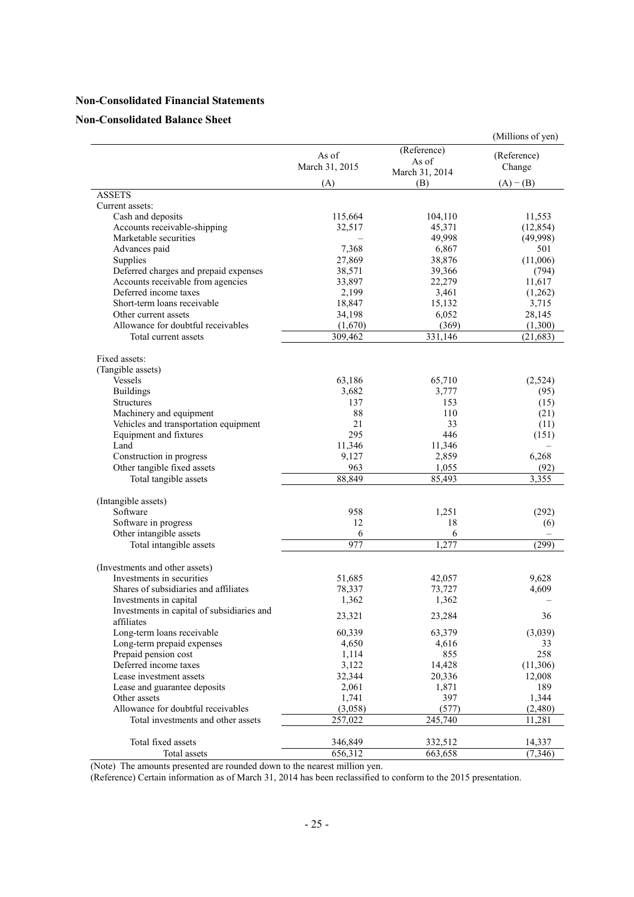## Non-Consolidated Financial Statements

### Non-Consolidated Balance Sheet

(Millions of yen)

| | As of March 31, 2015 (A) | (Reference) As of March 31, 2014 (B) | (Reference) Change (A) − (B) |
|---|---|---|---|
| ASSETS | | | |
| Current assets: | | | |
| Cash and deposits | 115,664 | 104,110 | 11,553 |
| Accounts receivable-shipping | 32,517 | 45,371 | (12,854) |
| Marketable securities | – | 49,998 | (49,998) |
| Advances paid | 7,368 | 6,867 | 501 |
| Supplies | 27,869 | 38,876 | (11,006) |
| Deferred charges and prepaid expenses | 38,571 | 39,366 | (794) |
| Accounts receivable from agencies | 33,897 | 22,279 | 11,617 |
| Deferred income taxes | 2,199 | 3,461 | (1,262) |
| Short-term loans receivable | 18,847 | 15,132 | 3,715 |
| Other current assets | 34,198 | 6,052 | 28,145 |
| Allowance for doubtful receivables | (1,670) | (369) | (1,300) |
| Total current assets | 309,462 | 331,146 | (21,683) |
| Fixed assets: | | | |
| (Tangible assets) | | | |
| Vessels | 63,186 | 65,710 | (2,524) |
| Buildings | 3,682 | 3,777 | (95) |
| Structures | 137 | 153 | (15) |
| Machinery and equipment | 88 | 110 | (21) |
| Vehicles and transportation equipment | 21 | 33 | (11) |
| Equipment and fixtures | 295 | 446 | (151) |
| Land | 11,346 | 11,346 | – |
| Construction in progress | 9,127 | 2,859 | 6,268 |
| Other tangible fixed assets | 963 | 1,055 | (92) |
| Total tangible assets | 88,849 | 85,493 | 3,355 |
| (Intangible assets) | | | |
| Software | 958 | 1,251 | (292) |
| Software in progress | 12 | 18 | (6) |
| Other intangible assets | 6 | 6 | – |
| Total intangible assets | 977 | 1,277 | (299) |
| (Investments and other assets) | | | |
| Investments in securities | 51,685 | 42,057 | 9,628 |
| Shares of subsidiaries and affiliates | 78,337 | 73,727 | 4,609 |
| Investments in capital | 1,362 | 1,362 | – |
| Investments in capital of subsidiaries and affiliates | 23,321 | 23,284 | 36 |
| Long-term loans receivable | 60,339 | 63,379 | (3,039) |
| Long-term prepaid expenses | 4,650 | 4,616 | 33 |
| Prepaid pension cost | 1,114 | 855 | 258 |
| Deferred income taxes | 3,122 | 14,428 | (11,306) |
| Lease investment assets | 32,344 | 20,336 | 12,008 |
| Lease and guarantee deposits | 2,061 | 1,871 | 189 |
| Other assets | 1,741 | 397 | 1,344 |
| Allowance for doubtful receivables | (3,058) | (577) | (2,480) |
| Total investments and other assets | 257,022 | 245,740 | 11,281 |
| Total fixed assets | 346,849 | 332,512 | 14,337 |
| Total assets | 656,312 | 663,658 | (7,346) |

(Note) The amounts presented are rounded down to the nearest million yen.

(Reference) Certain information as of March 31, 2014 has been reclassified to conform to the 2015 presentation.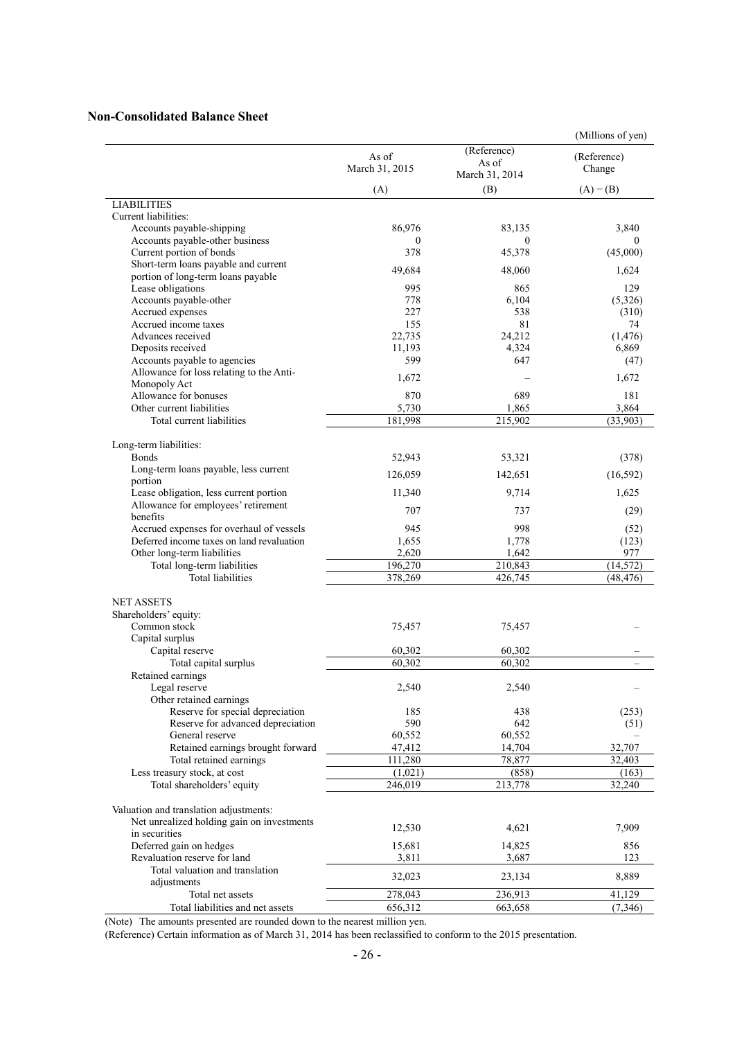## Non-Consolidated Balance Sheet

(Millions of yen)

| | As of March 31, 2015 (A) | (Reference) As of March 31, 2014 (B) | (Reference) Change (A) − (B) |
|---|---|---|---|
| LIABILITIES | | | |
| Current liabilities: | | | |
| Accounts payable-shipping | 86,976 | 83,135 | 3,840 |
| Accounts payable-other business | 0 | 0 | 0 |
| Current portion of bonds | 378 | 45,378 | (45,000) |
| Short-term loans payable and current portion of long-term loans payable | 49,684 | 48,060 | 1,624 |
| Lease obligations | 995 | 865 | 129 |
| Accounts payable-other | 778 | 6,104 | (5,326) |
| Accrued expenses | 227 | 538 | (310) |
| Accrued income taxes | 155 | 81 | 74 |
| Advances received | 22,735 | 24,212 | (1,476) |
| Deposits received | 11,193 | 4,324 | 6,869 |
| Accounts payable to agencies | 599 | 647 | (47) |
| Allowance for loss relating to the Anti-Monopoly Act | 1,672 | – | 1,672 |
| Allowance for bonuses | 870 | 689 | 181 |
| Other current liabilities | 5,730 | 1,865 | 3,864 |
| Total current liabilities | 181,998 | 215,902 | (33,903) |
| Long-term liabilities: | | | |
| Bonds | 52,943 | 53,321 | (378) |
| Long-term loans payable, less current portion | 126,059 | 142,651 | (16,592) |
| Lease obligation, less current portion | 11,340 | 9,714 | 1,625 |
| Allowance for employees' retirement benefits | 707 | 737 | (29) |
| Accrued expenses for overhaul of vessels | 945 | 998 | (52) |
| Deferred income taxes on land revaluation | 1,655 | 1,778 | (123) |
| Other long-term liabilities | 2,620 | 1,642 | 977 |
| Total long-term liabilities | 196,270 | 210,843 | (14,572) |
| Total liabilities | 378,269 | 426,745 | (48,476) |
| NET ASSETS | | | |
| Shareholders' equity: | | | |
| Common stock | 75,457 | 75,457 | – |
| Capital surplus | | | |
| Capital reserve | 60,302 | 60,302 | – |
| Total capital surplus | 60,302 | 60,302 | – |
| Retained earnings | | | |
| Legal reserve | 2,540 | 2,540 | – |
| Other retained earnings | | | |
| Reserve for special depreciation | 185 | 438 | (253) |
| Reserve for advanced depreciation | 590 | 642 | (51) |
| General reserve | 60,552 | 60,552 | – |
| Retained earnings brought forward | 47,412 | 14,704 | 32,707 |
| Total retained earnings | 111,280 | 78,877 | 32,403 |
| Less treasury stock, at cost | (1,021) | (858) | (163) |
| Total shareholders' equity | 246,019 | 213,778 | 32,240 |
| Valuation and translation adjustments: | | | |
| Net unrealized holding gain on investments in securities | 12,530 | 4,621 | 7,909 |
| Deferred gain on hedges | 15,681 | 14,825 | 856 |
| Revaluation reserve for land | 3,811 | 3,687 | 123 |
| Total valuation and translation adjustments | 32,023 | 23,134 | 8,889 |
| Total net assets | 278,043 | 236,913 | 41,129 |
| Total liabilities and net assets | 656,312 | 663,658 | (7,346) |

(Note) The amounts presented are rounded down to the nearest million yen.

(Reference) Certain information as of March 31, 2014 has been reclassified to conform to the 2015 presentation.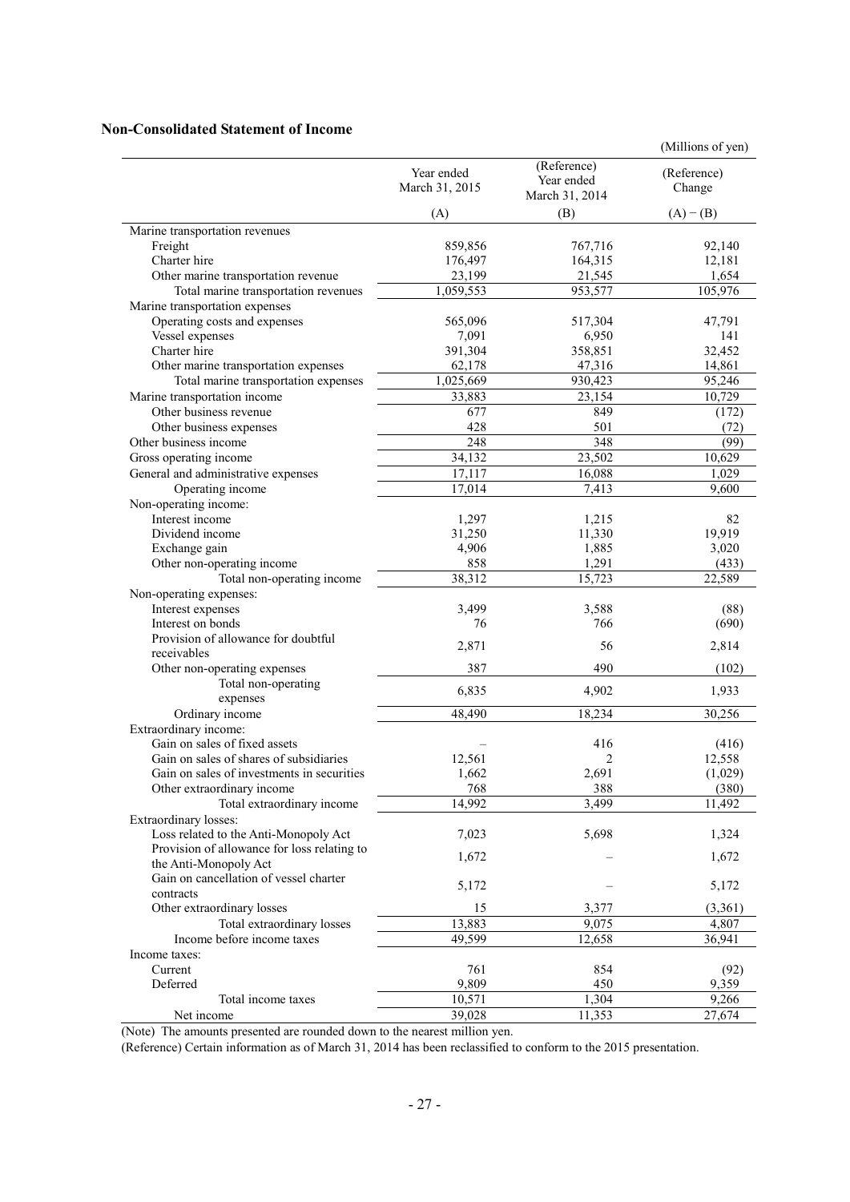## Non-Consolidated Statement of Income

(Millions of yen)

| | Year ended March 31, 2015 | (Reference) Year ended March 31, 2014 | (Reference) Change |
|---|---|---|---|
| | (A) | (B) | (A) − (B) |
| Marine transportation revenues | | | |
| Freight | 859,856 | 767,716 | 92,140 |
| Charter hire | 176,497 | 164,315 | 12,181 |
| Other marine transportation revenue | 23,199 | 21,545 | 1,654 |
| Total marine transportation revenues | 1,059,553 | 953,577 | 105,976 |
| Marine transportation expenses | | | |
| Operating costs and expenses | 565,096 | 517,304 | 47,791 |
| Vessel expenses | 7,091 | 6,950 | 141 |
| Charter hire | 391,304 | 358,851 | 32,452 |
| Other marine transportation expenses | 62,178 | 47,316 | 14,861 |
| Total marine transportation expenses | 1,025,669 | 930,423 | 95,246 |
| Marine transportation income | 33,883 | 23,154 | 10,729 |
| Other business revenue | 677 | 849 | (172) |
| Other business expenses | 428 | 501 | (72) |
| Other business income | 248 | 348 | (99) |
| Gross operating income | 34,132 | 23,502 | 10,629 |
| General and administrative expenses | 17,117 | 16,088 | 1,029 |
| Operating income | 17,014 | 7,413 | 9,600 |
| Non-operating income: | | | |
| Interest income | 1,297 | 1,215 | 82 |
| Dividend income | 31,250 | 11,330 | 19,919 |
| Exchange gain | 4,906 | 1,885 | 3,020 |
| Other non-operating income | 858 | 1,291 | (433) |
| Total non-operating income | 38,312 | 15,723 | 22,589 |
| Non-operating expenses: | | | |
| Interest expenses | 3,499 | 3,588 | (88) |
| Interest on bonds | 76 | 766 | (690) |
| Provision of allowance for doubtful receivables | 2,871 | 56 | 2,814 |
| Other non-operating expenses | 387 | 490 | (102) |
| Total non-operating expenses | 6,835 | 4,902 | 1,933 |
| Ordinary income | 48,490 | 18,234 | 30,256 |
| Extraordinary income: | | | |
| Gain on sales of fixed assets | – | 416 | (416) |
| Gain on sales of shares of subsidiaries | 12,561 | 2 | 12,558 |
| Gain on sales of investments in securities | 1,662 | 2,691 | (1,029) |
| Other extraordinary income | 768 | 388 | (380) |
| Total extraordinary income | 14,992 | 3,499 | 11,492 |
| Extraordinary losses: | | | |
| Loss related to the Anti-Monopoly Act | 7,023 | 5,698 | 1,324 |
| Provision of allowance for loss relating to the Anti-Monopoly Act | 1,672 | – | 1,672 |
| Gain on cancellation of vessel charter contracts | 5,172 | – | 5,172 |
| Other extraordinary losses | 15 | 3,377 | (3,361) |
| Total extraordinary losses | 13,883 | 9,075 | 4,807 |
| Income before income taxes | 49,599 | 12,658 | 36,941 |
| Income taxes: | | | |
| Current | 761 | 854 | (92) |
| Deferred | 9,809 | 450 | 9,359 |
| Total income taxes | 10,571 | 1,304 | 9,266 |
| Net income | 39,028 | 11,353 | 27,674 |

(Note) The amounts presented are rounded down to the nearest million yen.

(Reference) Certain information as of March 31, 2014 has been reclassified to conform to the 2015 presentation.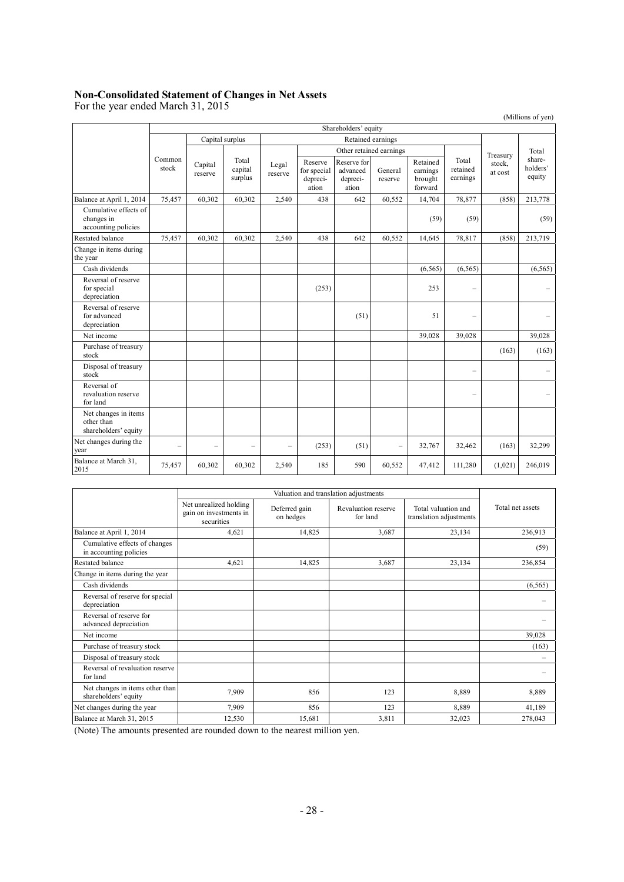# Non-Consolidated Statement of Changes in Net Assets

For the year ended March 31, 2015

(Millions of yen)

| | Shareholders' equity | | | | | | | | | | |
|---|---|---|---|---|---|---|---|---|---|---|---|
| | | Capital surplus | | Retained earnings | | | | | | | |
| | | | | | Other retained earnings | | | | | | |
| | Common stock | Capital reserve | Total capital surplus | Legal reserve | Reserve for special depreciation | Reserve for advanced depreciation | General reserve | Retained earnings brought forward | Total retained earnings | Treasury stock, at cost | Total share-holders' equity |
| Balance at April 1, 2014 | 75,457 | 60,302 | 60,302 | 2,540 | 438 | 642 | 60,552 | 14,704 | 78,877 | (858) | 213,778 |
| Cumulative effects of changes in accounting policies | | | | | | | | (59) | (59) | | (59) |
| Restated balance | 75,457 | 60,302 | 60,302 | 2,540 | 438 | 642 | 60,552 | 14,645 | 78,817 | (858) | 213,719 |
| Change in items during the year | | | | | | | | | | | |
| Cash dividends | | | | | | | | (6,565) | (6,565) | | (6,565) |
| Reversal of reserve for special depreciation | | | | | (253) | | | 253 | – | | – |
| Reversal of reserve for advanced depreciation | | | | | | (51) | | 51 | – | | – |
| Net income | | | | | | | | 39,028 | 39,028 | | 39,028 |
| Purchase of treasury stock | | | | | | | | | | (163) | (163) |
| Disposal of treasury stock | | | | | | | | | – | | – |
| Reversal of revaluation reserve for land | | | | | | | | | – | | – |
| Net changes in items other than shareholders' equity | | | | | | | | | | | |
| Net changes during the year | – | – | – | – | (253) | (51) | – | 32,767 | 32,462 | (163) | 32,299 |
| Balance at March 31, 2015 | 75,457 | 60,302 | 60,302 | 2,540 | 185 | 590 | 60,552 | 47,412 | 111,280 | (1,021) | 246,019 |

| | Valuation and translation adjustments | | | | Total net assets |
|---|---|---|---|---|---|
| | Net unrealized holding gain on investments in securities | Deferred gain on hedges | Revaluation reserve for land | Total valuation and translation adjustments | |
| Balance at April 1, 2014 | 4,621 | 14,825 | 3,687 | 23,134 | 236,913 |
| Cumulative effects of changes in accounting policies | | | | | (59) |
| Restated balance | 4,621 | 14,825 | 3,687 | 23,134 | 236,854 |
| Change in items during the year | | | | | |
| Cash dividends | | | | | (6,565) |
| Reversal of reserve for special depreciation | | | | | – |
| Reversal of reserve for advanced depreciation | | | | | – |
| Net income | | | | | 39,028 |
| Purchase of treasury stock | | | | | (163) |
| Disposal of treasury stock | | | | | – |
| Reversal of revaluation reserve for land | | | | | – |
| Net changes in items other than shareholders' equity | 7,909 | 856 | 123 | 8,889 | 8,889 |
| Net changes during the year | 7,909 | 856 | 123 | 8,889 | 41,189 |
| Balance at March 31, 2015 | 12,530 | 15,681 | 3,811 | 32,023 | 278,043 |

(Note) The amounts presented are rounded down to the nearest million yen.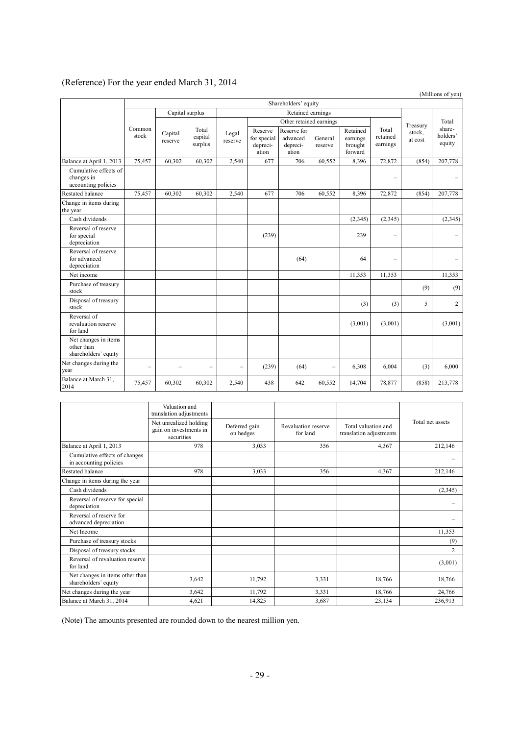# (Reference) For the year ended March 31, 2014

(Millions of yen)

| | Shareholders' equity | | | | | | | | | | |
|---|---|---|---|---|---|---|---|---|---|---|---|
| | | Capital surplus | | Retained earnings | | | | | | | |
| | | | | | Other retained earnings | | | | | | |
| | Common stock | Capital reserve | Total capital surplus | Legal reserve | Reserve for special depreciation | Reserve for advanced depreciation | General reserve | Retained earnings brought forward | Total retained earnings | Treasury stock, at cost | Total shareholders' equity |
| Balance at April 1, 2013 | 75,457 | 60,302 | 60,302 | 2,540 | 677 | 706 | 60,552 | 8,396 | 72,872 | (854) | 207,778 |
| Cumulative effects of changes in accounting policies | | | | | | | | | – | | – |
| Restated balance | 75,457 | 60,302 | 60,302 | 2,540 | 677 | 706 | 60,552 | 8,396 | 72,872 | (854) | 207,778 |
| Change in items during the year | | | | | | | | | | | |
| Cash dividends | | | | | | | | (2,345) | (2,345) | | (2,345) |
| Reversal of reserve for special depreciation | | | | | (239) | | | 239 | – | | – |
| Reversal of reserve for advanced depreciation | | | | | | (64) | | 64 | – | | – |
| Net income | | | | | | | | 11,353 | 11,353 | | 11,353 |
| Purchase of treasury stock | | | | | | | | | | (9) | (9) |
| Disposal of treasury stock | | | | | | | | (3) | (3) | 5 | 2 |
| Reversal of revaluation reserve for land | | | | | | | | (3,001) | (3,001) | | (3,001) |
| Net changes in items other than shareholders' equity | | | | | | | | | | | |
| Net changes during the year | – | – | – | – | (239) | (64) | – | 6,308 | 6,004 | (3) | 6,000 |
| Balance at March 31, 2014 | 75,457 | 60,302 | 60,302 | 2,540 | 438 | 642 | 60,552 | 14,704 | 78,877 | (858) | 213,778 |

| | Valuation and translation adjustments | | | | Total net assets |
|---|---|---|---|---|---|
| | Net unrealized holding gain on investments in securities | Deferred gain on hedges | Revaluation reserve for land | Total valuation and translation adjustments | |
| Balance at April 1, 2013 | 978 | 3,033 | 356 | 4,367 | 212,146 |
| Cumulative effects of changes in accounting policies | | | | | – |
| Restated balance | 978 | 3,033 | 356 | 4,367 | 212,146 |
| Change in items during the year | | | | | |
| Cash dividends | | | | | (2,345) |
| Reversal of reserve for special depreciation | | | | | – |
| Reversal of reserve for advanced depreciation | | | | | – |
| Net Income | | | | | 11,353 |
| Purchase of treasury stocks | | | | | (9) |
| Disposal of treasury stocks | | | | | 2 |
| Reversal of revaluation reserve for land | | | | | (3,001) |
| Net changes in items other than shareholders' equity | 3,642 | 11,792 | 3,331 | 18,766 | 18,766 |
| Net changes during the year | 3,642 | 11,792 | 3,331 | 18,766 | 24,766 |
| Balance at March 31, 2014 | 4,621 | 14,825 | 3,687 | 23,134 | 236,913 |

(Note) The amounts presented are rounded down to the nearest million yen.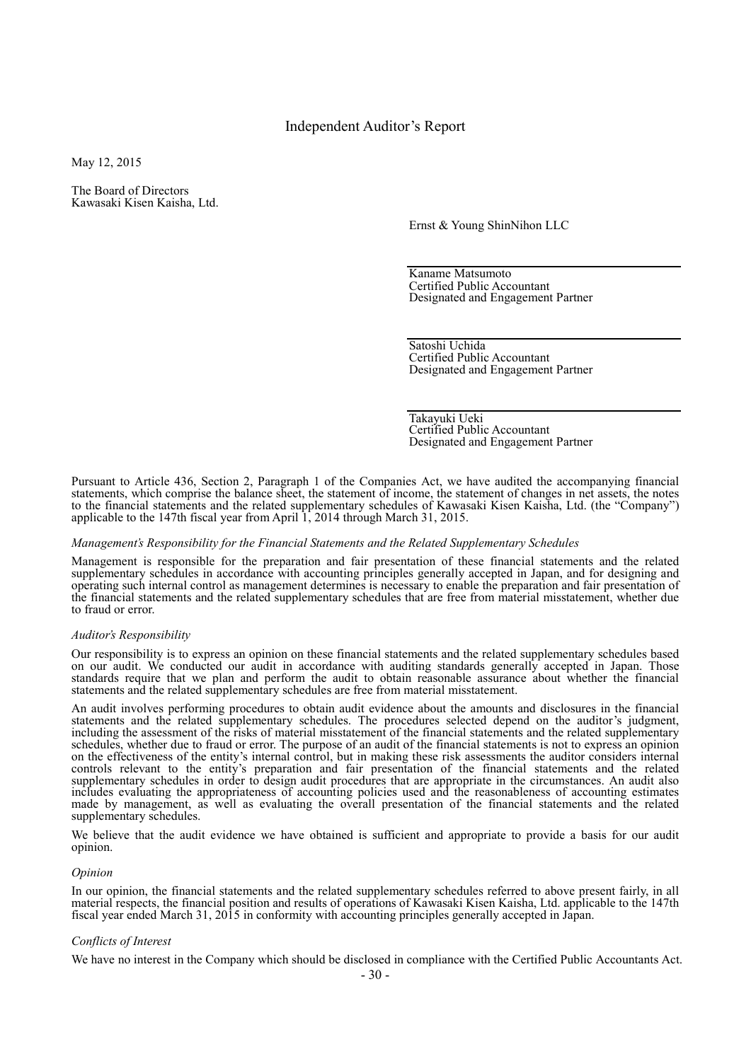# Independent Auditor's Report

May 12, 2015

The Board of Directors
Kawasaki Kisen Kaisha, Ltd.

Ernst & Young ShinNihon LLC

Kaname Matsumoto
Certified Public Accountant
Designated and Engagement Partner

Satoshi Uchida
Certified Public Accountant
Designated and Engagement Partner

Takayuki Ueki
Certified Public Accountant
Designated and Engagement Partner

Pursuant to Article 436, Section 2, Paragraph 1 of the Companies Act, we have audited the accompanying financial statements, which comprise the balance sheet, the statement of income, the statement of changes in net assets, the notes to the financial statements and the related supplementary schedules of Kawasaki Kisen Kaisha, Ltd. (the "Company") applicable to the 147th fiscal year from April 1, 2014 through March 31, 2015.

*Management's Responsibility for the Financial Statements and the Related Supplementary Schedules*

Management is responsible for the preparation and fair presentation of these financial statements and the related supplementary schedules in accordance with accounting principles generally accepted in Japan, and for designing and operating such internal control as management determines is necessary to enable the preparation and fair presentation of the financial statements and the related supplementary schedules that are free from material misstatement, whether due to fraud or error.

*Auditor's Responsibility*

Our responsibility is to express an opinion on these financial statements and the related supplementary schedules based on our audit. We conducted our audit in accordance with auditing standards generally accepted in Japan. Those standards require that we plan and perform the audit to obtain reasonable assurance about whether the financial statements and the related supplementary schedules are free from material misstatement.

An audit involves performing procedures to obtain audit evidence about the amounts and disclosures in the financial statements and the related supplementary schedules. The procedures selected depend on the auditor's judgment, including the assessment of the risks of material misstatement of the financial statements and the related supplementary schedules, whether due to fraud or error. The purpose of an audit of the financial statements is not to express an opinion on the effectiveness of the entity's internal control, but in making these risk assessments the auditor considers internal controls relevant to the entity's preparation and fair presentation of the financial statements and the related supplementary schedules in order to design audit procedures that are appropriate in the circumstances. An audit also includes evaluating the appropriateness of accounting policies used and the reasonableness of accounting estimates made by management, as well as evaluating the overall presentation of the financial statements and the related supplementary schedules.

We believe that the audit evidence we have obtained is sufficient and appropriate to provide a basis for our audit opinion.

*Opinion*

In our opinion, the financial statements and the related supplementary schedules referred to above present fairly, in all material respects, the financial position and results of operations of Kawasaki Kisen Kaisha, Ltd. applicable to the 147th fiscal year ended March 31, 2015 in conformity with accounting principles generally accepted in Japan.

*Conflicts of Interest*

We have no interest in the Company which should be disclosed in compliance with the Certified Public Accountants Act.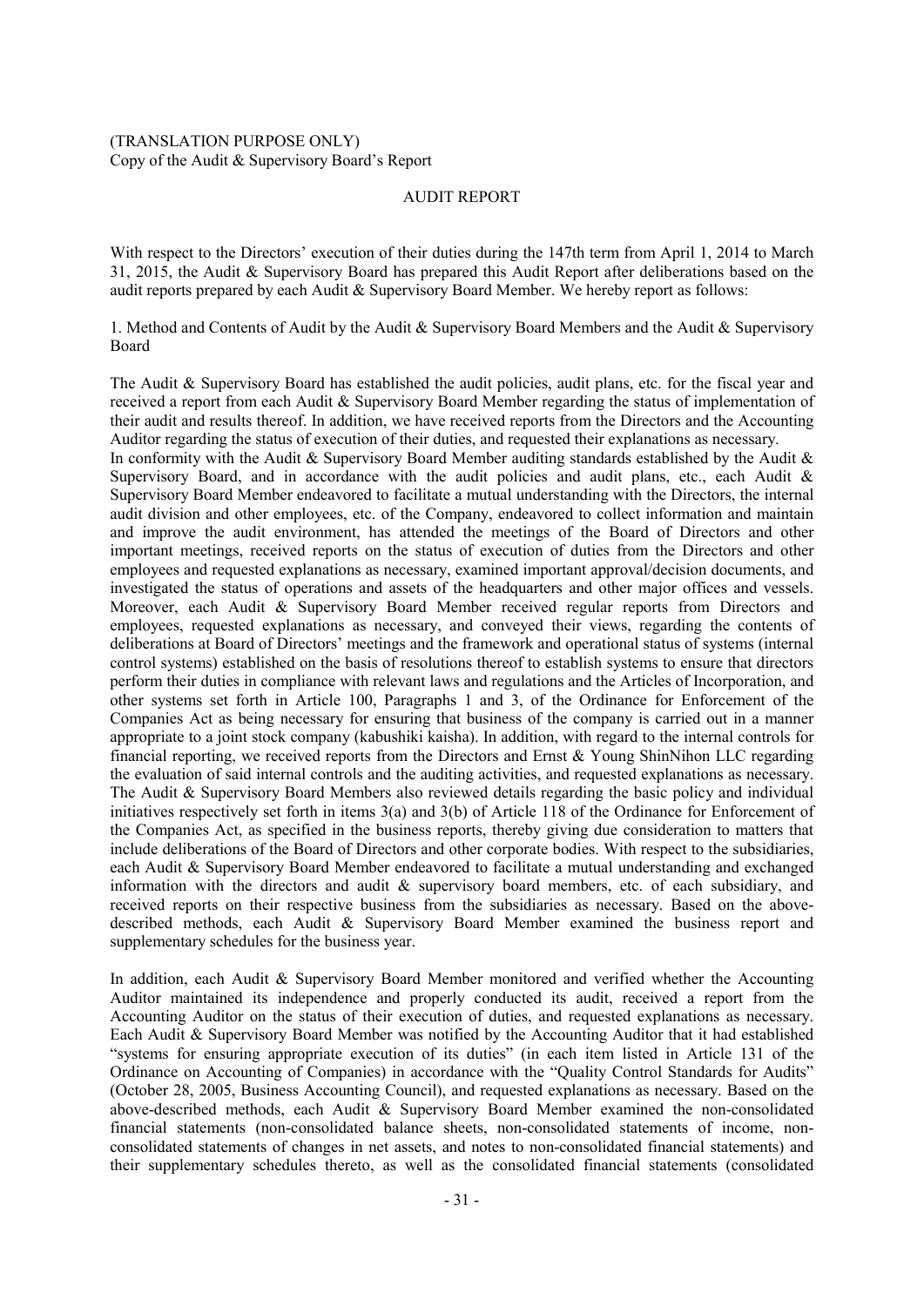(TRANSLATION PURPOSE ONLY)
Copy of the Audit & Supervisory Board's Report

# AUDIT REPORT

With respect to the Directors' execution of their duties during the 147th term from April 1, 2014 to March 31, 2015, the Audit & Supervisory Board has prepared this Audit Report after deliberations based on the audit reports prepared by each Audit & Supervisory Board Member. We hereby report as follows:

1. Method and Contents of Audit by the Audit & Supervisory Board Members and the Audit & Supervisory Board

The Audit & Supervisory Board has established the audit policies, audit plans, etc. for the fiscal year and received a report from each Audit & Supervisory Board Member regarding the status of implementation of their audit and results thereof. In addition, we have received reports from the Directors and the Accounting Auditor regarding the status of execution of their duties, and requested their explanations as necessary.
In conformity with the Audit & Supervisory Board Member auditing standards established by the Audit & Supervisory Board, and in accordance with the audit policies and audit plans, etc., each Audit & Supervisory Board Member endeavored to facilitate a mutual understanding with the Directors, the internal audit division and other employees, etc. of the Company, endeavored to collect information and maintain and improve the audit environment, has attended the meetings of the Board of Directors and other important meetings, received reports on the status of execution of duties from the Directors and other employees and requested explanations as necessary, examined important approval/decision documents, and investigated the status of operations and assets of the headquarters and other major offices and vessels. Moreover, each Audit & Supervisory Board Member received regular reports from Directors and employees, requested explanations as necessary, and conveyed their views, regarding the contents of deliberations at Board of Directors' meetings and the framework and operational status of systems (internal control systems) established on the basis of resolutions thereof to establish systems to ensure that directors perform their duties in compliance with relevant laws and regulations and the Articles of Incorporation, and other systems set forth in Article 100, Paragraphs 1 and 3, of the Ordinance for Enforcement of the Companies Act as being necessary for ensuring that business of the company is carried out in a manner appropriate to a joint stock company (kabushiki kaisha). In addition, with regard to the internal controls for financial reporting, we received reports from the Directors and Ernst & Young ShinNihon LLC regarding the evaluation of said internal controls and the auditing activities, and requested explanations as necessary. The Audit & Supervisory Board Members also reviewed details regarding the basic policy and individual initiatives respectively set forth in items 3(a) and 3(b) of Article 118 of the Ordinance for Enforcement of the Companies Act, as specified in the business reports, thereby giving due consideration to matters that include deliberations of the Board of Directors and other corporate bodies. With respect to the subsidiaries, each Audit & Supervisory Board Member endeavored to facilitate a mutual understanding and exchanged information with the directors and audit & supervisory board members, etc. of each subsidiary, and received reports on their respective business from the subsidiaries as necessary. Based on the above-described methods, each Audit & Supervisory Board Member examined the business report and supplementary schedules for the business year.

In addition, each Audit & Supervisory Board Member monitored and verified whether the Accounting Auditor maintained its independence and properly conducted its audit, received a report from the Accounting Auditor on the status of their execution of duties, and requested explanations as necessary. Each Audit & Supervisory Board Member was notified by the Accounting Auditor that it had established "systems for ensuring appropriate execution of its duties" (in each item listed in Article 131 of the Ordinance on Accounting of Companies) in accordance with the "Quality Control Standards for Audits" (October 28, 2005, Business Accounting Council), and requested explanations as necessary. Based on the above-described methods, each Audit & Supervisory Board Member examined the non-consolidated financial statements (non-consolidated balance sheets, non-consolidated statements of income, non-consolidated statements of changes in net assets, and notes to non-consolidated financial statements) and their supplementary schedules thereto, as well as the consolidated financial statements (consolidated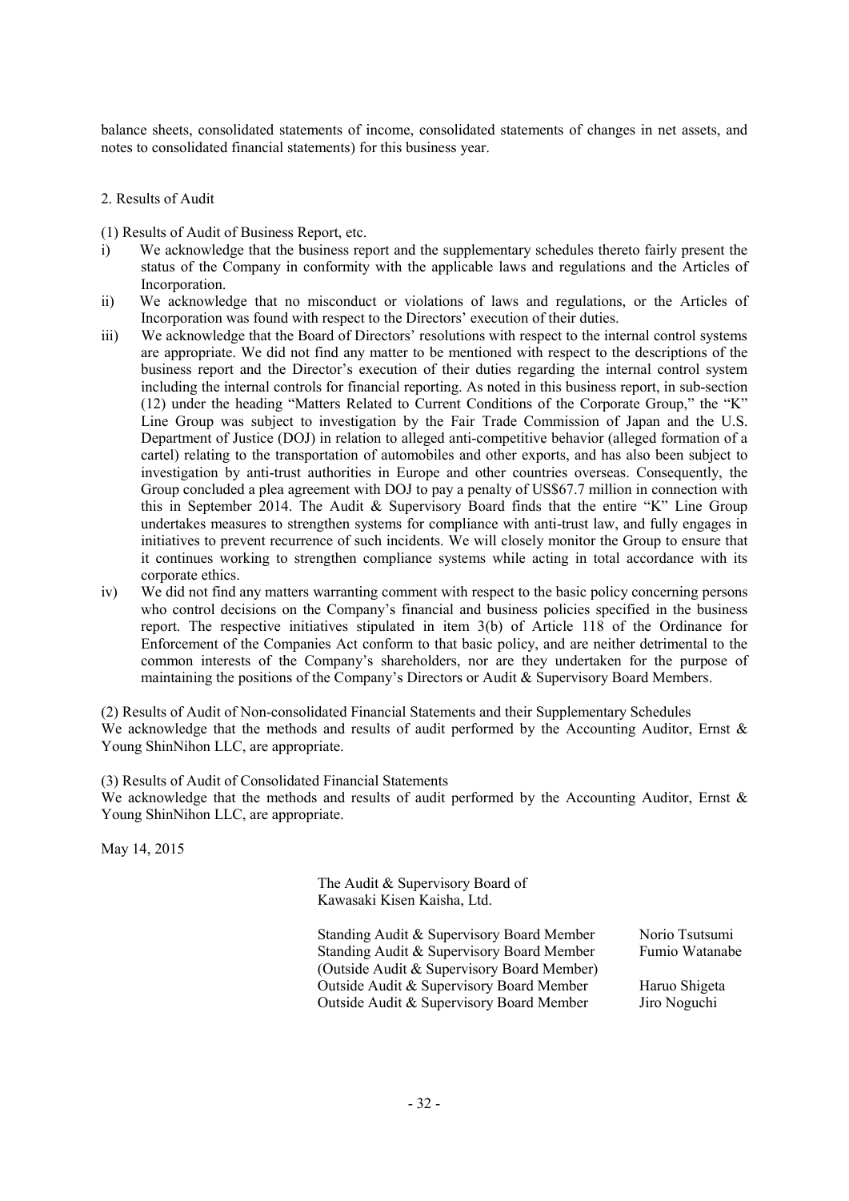balance sheets, consolidated statements of income, consolidated statements of changes in net assets, and notes to consolidated financial statements) for this business year.

2. Results of Audit

(1) Results of Audit of Business Report, etc.

i) We acknowledge that the business report and the supplementary schedules thereto fairly present the status of the Company in conformity with the applicable laws and regulations and the Articles of Incorporation.

ii) We acknowledge that no misconduct or violations of laws and regulations, or the Articles of Incorporation was found with respect to the Directors' execution of their duties.

iii) We acknowledge that the Board of Directors' resolutions with respect to the internal control systems are appropriate. We did not find any matter to be mentioned with respect to the descriptions of the business report and the Director's execution of their duties regarding the internal control system including the internal controls for financial reporting. As noted in this business report, in sub-section (12) under the heading "Matters Related to Current Conditions of the Corporate Group," the "K" Line Group was subject to investigation by the Fair Trade Commission of Japan and the U.S. Department of Justice (DOJ) in relation to alleged anti-competitive behavior (alleged formation of a cartel) relating to the transportation of automobiles and other exports, and has also been subject to investigation by anti-trust authorities in Europe and other countries overseas. Consequently, the Group concluded a plea agreement with DOJ to pay a penalty of US$67.7 million in connection with this in September 2014. The Audit & Supervisory Board finds that the entire "K" Line Group undertakes measures to strengthen systems for compliance with anti-trust law, and fully engages in initiatives to prevent recurrence of such incidents. We will closely monitor the Group to ensure that it continues working to strengthen compliance systems while acting in total accordance with its corporate ethics.

iv) We did not find any matters warranting comment with respect to the basic policy concerning persons who control decisions on the Company's financial and business policies specified in the business report. The respective initiatives stipulated in item 3(b) of Article 118 of the Ordinance for Enforcement of the Companies Act conform to that basic policy, and are neither detrimental to the common interests of the Company's shareholders, nor are they undertaken for the purpose of maintaining the positions of the Company's Directors or Audit & Supervisory Board Members.

(2) Results of Audit of Non-consolidated Financial Statements and their Supplementary Schedules

We acknowledge that the methods and results of audit performed by the Accounting Auditor, Ernst & Young ShinNihon LLC, are appropriate.

(3) Results of Audit of Consolidated Financial Statements

We acknowledge that the methods and results of audit performed by the Accounting Auditor, Ernst & Young ShinNihon LLC, are appropriate.

May 14, 2015

The Audit & Supervisory Board of
Kawasaki Kisen Kaisha, Ltd.

Standing Audit & Supervisory Board Member Norio Tsutsumi
Standing Audit & Supervisory Board Member Fumio Watanabe
(Outside Audit & Supervisory Board Member)
Outside Audit & Supervisory Board Member Haruo Shigeta
Outside Audit & Supervisory Board Member Jiro Noguchi